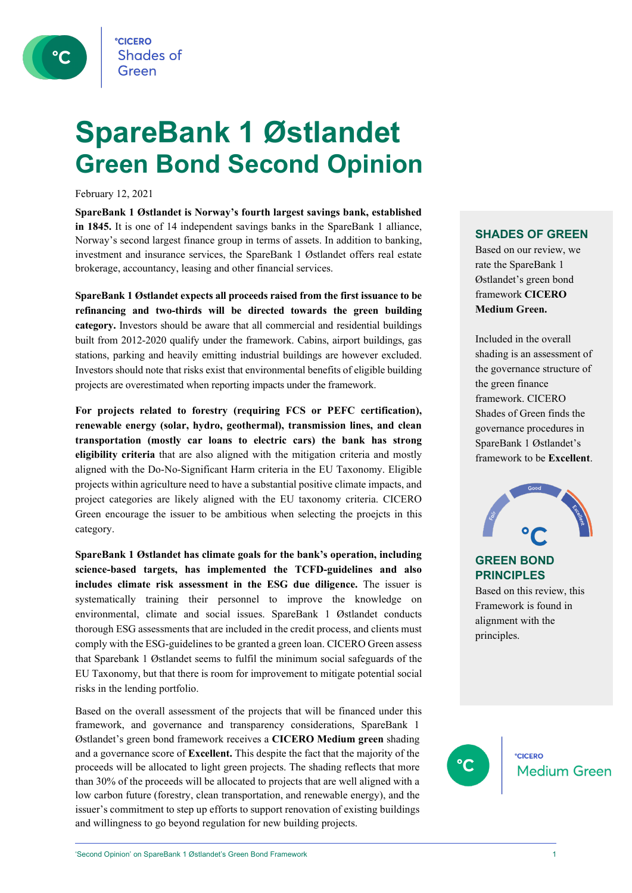# SpareBank 1 Østlandet
## Green Bond Second Opinion

February 12, 2021

**SpareBank 1 Østlandet is Norway's fourth largest savings bank, established in 1845.** It is one of 14 independent savings banks in the SpareBank 1 alliance, Norway's second largest finance group in terms of assets. In addition to banking, investment and insurance services, the SpareBank 1 Østlandet offers real estate brokerage, accountancy, leasing and other financial services.

**SpareBank 1 Østlandet expects all proceeds raised from the first issuance to be refinancing and two-thirds will be directed towards the green building category.** Investors should be aware that all commercial and residential buildings built from 2012-2020 qualify under the framework. Cabins, airport buildings, gas stations, parking and heavily emitting industrial buildings are however excluded. Investors should note that risks exist that environmental benefits of eligible building projects are overestimated when reporting impacts under the framework.

**For projects related to forestry (requiring FCS or PEFC certification), renewable energy (solar, hydro, geothermal), transmission lines, and clean transportation (mostly car loans to electric cars) the bank has strong eligibility criteria** that are also aligned with the mitigation criteria and mostly aligned with the Do-No-Significant Harm criteria in the EU Taxonomy. Eligible projects within agriculture need to have a substantial positive climate impacts, and project categories are likely aligned with the EU taxonomy criteria. CICERO Green encourage the issuer to be ambitious when selecting the proejcts in this category.

**SpareBank 1 Østlandet has climate goals for the bank's operation, including science-based targets, has implemented the TCFD-guidelines and also includes climate risk assessment in the ESG due diligence.** The issuer is systematically training their personnel to improve the knowledge on environmental, climate and social issues. SpareBank 1 Østlandet conducts thorough ESG assessments that are included in the credit process, and clients must comply with the ESG-guidelines to be granted a green loan. CICERO Green assess that Sparebank 1 Østlandet seems to fulfil the minimum social safeguards of the EU Taxonomy, but that there is room for improvement to mitigate potential social risks in the lending portfolio.

Based on the overall assessment of the projects that will be financed under this framework, and governance and transparency considerations, SpareBank 1 Østlandet's green bond framework receives a **CICERO Medium green** shading and a governance score of **Excellent.** This despite the fact that the majority of the proceeds will be allocated to light green projects. The shading reflects that more than 30% of the proceeds will be allocated to projects that are well aligned with a low carbon future (forestry, clean transportation, and renewable energy), and the issuer's commitment to step up efforts to support renovation of existing buildings and willingness to go beyond regulation for new building projects.

### SHADES OF GREEN

Based on our review, we rate the SpareBank 1 Østlandet's green bond framework **CICERO Medium Green.**

Included in the overall shading is an assessment of the governance structure of the green finance framework. CICERO Shades of Green finds the governance procedures in SpareBank 1 Østlandet's framework to be **Excellent**.

### GREEN BOND PRINCIPLES

Based on this review, this Framework is found in alignment with the principles.

CICERO Medium Green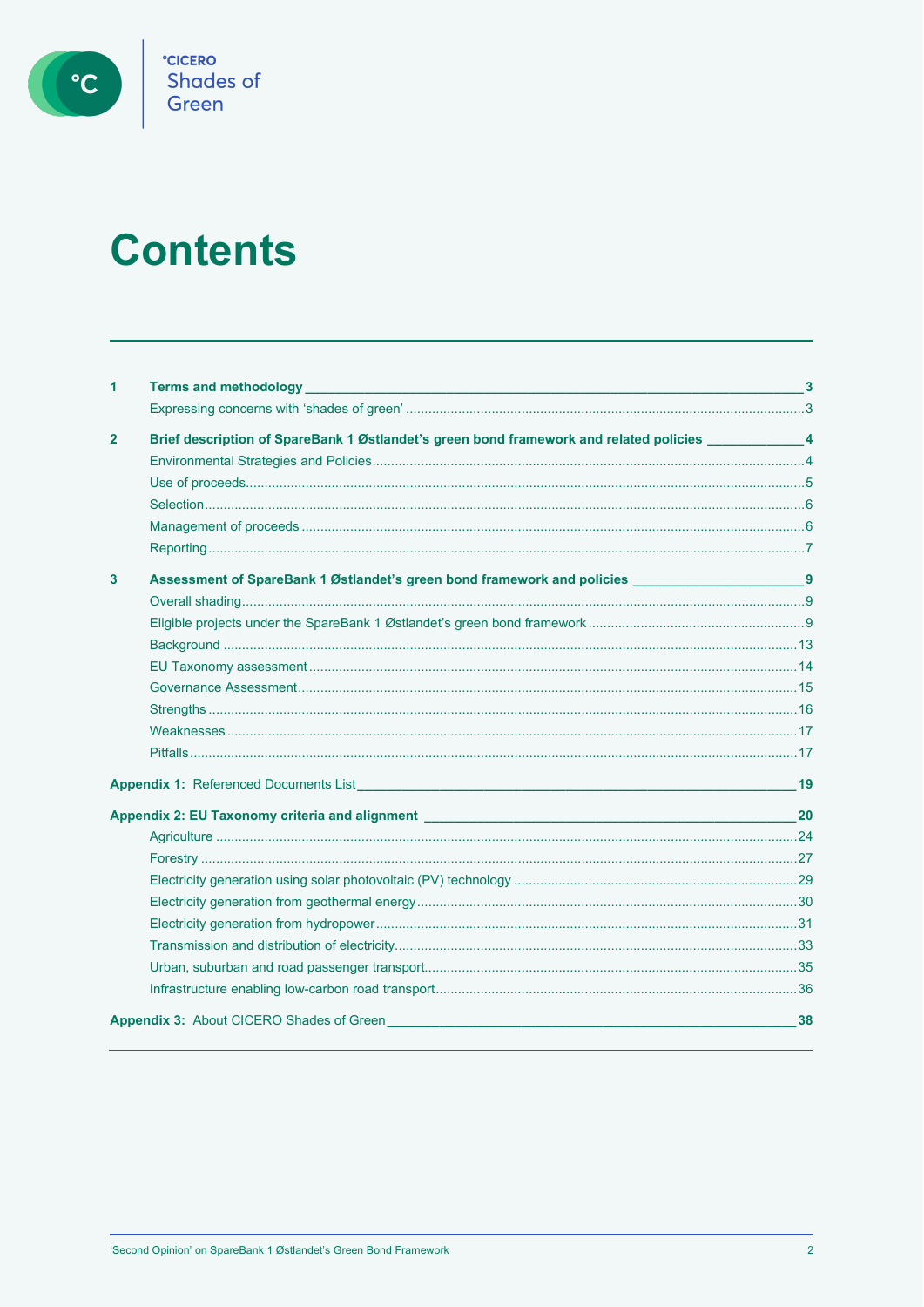# Contents

| | | |
|---|---|---|
| **1** | **Terms and methodology** | **3** |
| | Expressing concerns with 'shades of green' | 3 |
| **2** | **Brief description of SpareBank 1 Østlandet's green bond framework and related policies** | **4** |
| | Environmental Strategies and Policies | 4 |
| | Use of proceeds | 5 |
| | Selection | 6 |
| | Management of proceeds | 6 |
| | Reporting | 7 |
| **3** | **Assessment of SpareBank 1 Østlandet's green bond framework and policies** | **9** |
| | Overall shading | 9 |
| | Eligible projects under the SpareBank 1 Østlandet's green bond framework | 9 |
| | Background | 13 |
| | EU Taxonomy assessment | 14 |
| | Governance Assessment | 15 |
| | Strengths | 16 |
| | Weaknesses | 17 |
| | Pitfalls | 17 |
| **Appendix 1:** | Referenced Documents List | **19** |
| **Appendix 2:** | **EU Taxonomy criteria and alignment** | **20** |
| | Agriculture | 24 |
| | Forestry | 27 |
| | Electricity generation using solar photovoltaic (PV) technology | 29 |
| | Electricity generation from geothermal energy | 30 |
| | Electricity generation from hydropower | 31 |
| | Transmission and distribution of electricity | 33 |
| | Urban, suburban and road passenger transport | 35 |
| | Infrastructure enabling low-carbon road transport | 36 |
| **Appendix 3:** | About CICERO Shades of Green | **38** |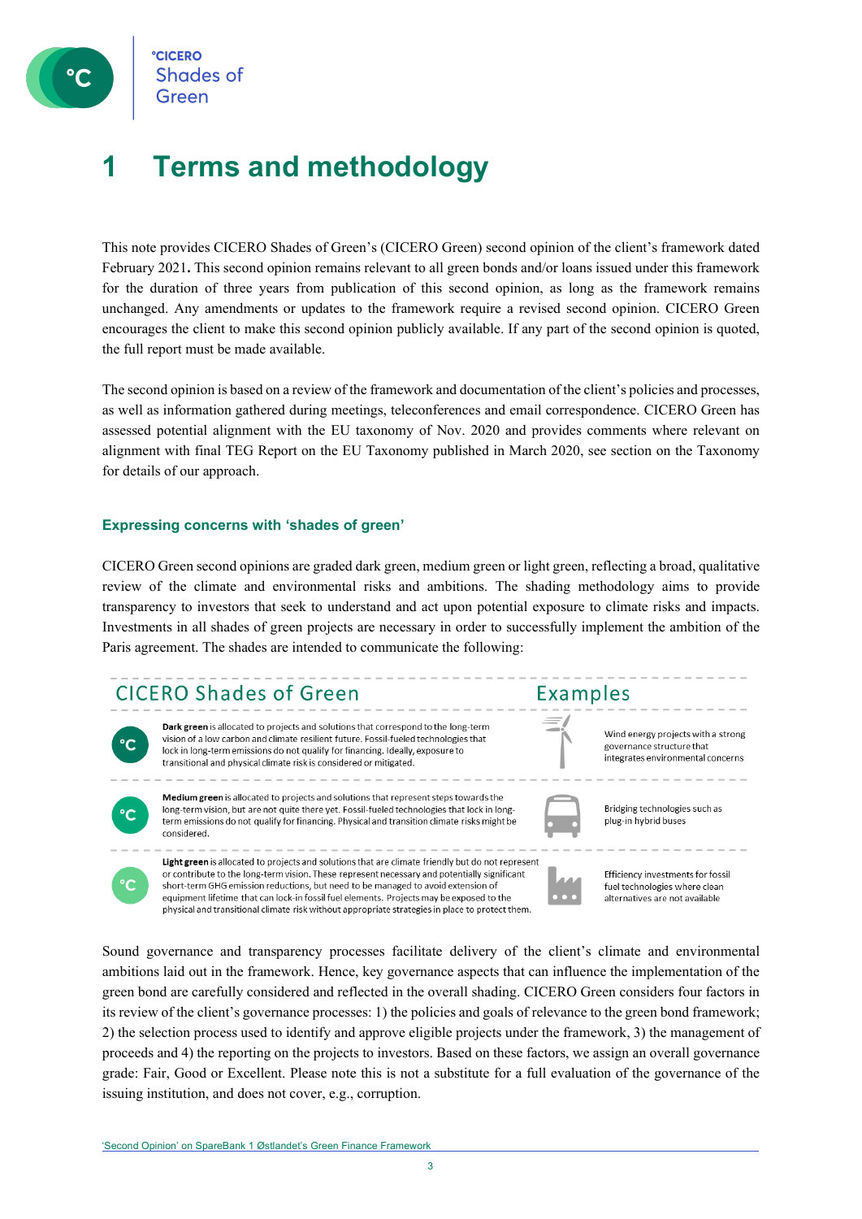# 1 Terms and methodology

This note provides CICERO Shades of Green's (CICERO Green) second opinion of the client's framework dated February 2021**.** This second opinion remains relevant to all green bonds and/or loans issued under this framework for the duration of three years from publication of this second opinion, as long as the framework remains unchanged. Any amendments or updates to the framework require a revised second opinion. CICERO Green encourages the client to make this second opinion publicly available. If any part of the second opinion is quoted, the full report must be made available.

The second opinion is based on a review of the framework and documentation of the client's policies and processes, as well as information gathered during meetings, teleconferences and email correspondence. CICERO Green has assessed potential alignment with the EU taxonomy of Nov. 2020 and provides comments where relevant on alignment with final TEG Report on the EU Taxonomy published in March 2020, see section on the Taxonomy for details of our approach.

### Expressing concerns with 'shades of green'

CICERO Green second opinions are graded dark green, medium green or light green, reflecting a broad, qualitative review of the climate and environmental risks and ambitions. The shading methodology aims to provide transparency to investors that seek to understand and act upon potential exposure to climate risks and impacts. Investments in all shades of green projects are necessary in order to successfully implement the ambition of the Paris agreement. The shades are intended to communicate the following:

| CICERO Shades of Green | Examples |
|---|---|
| **Dark green** is allocated to projects and solutions that correspond to the long-term vision of a low carbon and climate resilient future. Fossil-fueled technologies that lock in long-term emissions do not qualify for financing. Ideally, exposure to transitional and physical climate risk is considered or mitigated. | Wind energy projects with a strong governance structure that integrates environmental concerns |
| **Medium green** is allocated to projects and solutions that represent steps towards the long-term vision, but are not quite there yet. Fossil-fueled technologies that lock in long-term emissions do not qualify for financing. Physical and transition climate risks might be considered. | Bridging technologies such as plug-in hybrid buses |
| **Light green** is allocated to projects and solutions that are climate friendly but do not represent or contribute to the long-term vision. These represent necessary and potentially significant short-term GHG emission reductions, but need to be managed to avoid extension of equipment lifetime that can lock-in fossil fuel elements. Projects may be exposed to the physical and transitional climate risk without appropriate strategies in place to protect them. | Efficiency investments for fossil fuel technologies where clean alternatives are not available |

Sound governance and transparency processes facilitate delivery of the client's climate and environmental ambitions laid out in the framework. Hence, key governance aspects that can influence the implementation of the green bond are carefully considered and reflected in the overall shading. CICERO Green considers four factors in its review of the client's governance processes: 1) the policies and goals of relevance to the green bond framework; 2) the selection process used to identify and approve eligible projects under the framework, 3) the management of proceeds and 4) the reporting on the projects to investors. Based on these factors, we assign an overall governance grade: Fair, Good or Excellent. Please note this is not a substitute for a full evaluation of the governance of the issuing institution, and does not cover, e.g., corruption.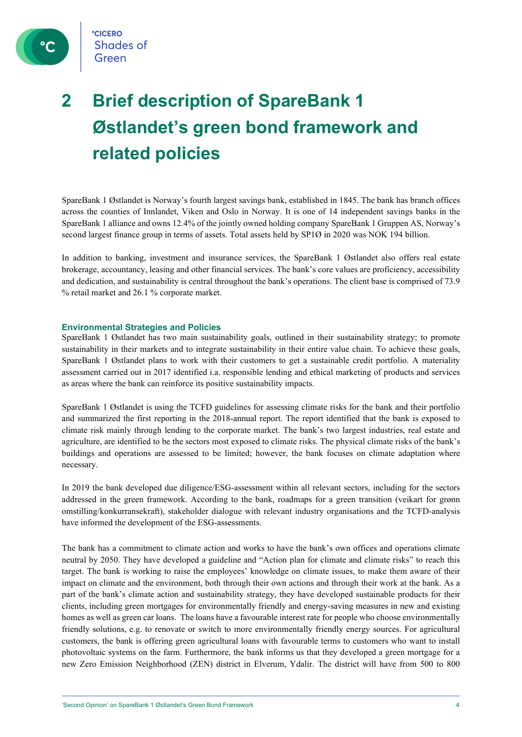# 2 Brief description of SpareBank 1 Østlandet's green bond framework and related policies

SpareBank 1 Østlandet is Norway's fourth largest savings bank, established in 1845. The bank has branch offices across the counties of Innlandet, Viken and Oslo in Norway. It is one of 14 independent savings banks in the SpareBank 1 alliance and owns 12.4% of the jointly owned holding company SpareBank 1 Gruppen AS, Norway's second largest finance group in terms of assets. Total assets held by SP1Ø in 2020 was NOK 194 billion.

In addition to banking, investment and insurance services, the SpareBank 1 Østlandet also offers real estate brokerage, accountancy, leasing and other financial services. The bank's core values are proficiency, accessibility and dedication, and sustainability is central throughout the bank's operations. The client base is comprised of 73.9 % retail market and 26.1 % corporate market.

### Environmental Strategies and Policies

SpareBank 1 Østlandet has two main sustainability goals, outlined in their sustainability strategy; to promote sustainability in their markets and to integrate sustainability in their entire value chain. To achieve these goals, SpareBank 1 Østlandet plans to work with their customers to get a sustainable credit portfolio. A materiality assessment carried out in 2017 identified i.a. responsible lending and ethical marketing of products and services as areas where the bank can reinforce its positive sustainability impacts.

SpareBank 1 Østlandet is using the TCFD guidelines for assessing climate risks for the bank and their portfolio and summarized the first reporting in the 2018-annual report. The report identified that the bank is exposed to climate risk mainly through lending to the corporate market. The bank's two largest industries, real estate and agriculture, are identified to be the sectors most exposed to climate risks. The physical climate risks of the bank's buildings and operations are assessed to be limited; however, the bank focuses on climate adaptation where necessary.

In 2019 the bank developed due diligence/ESG-assessment within all relevant sectors, including for the sectors addressed in the green framework. According to the bank, roadmaps for a green transition (veikart for grønn omstilling/konkurransekraft), stakeholder dialogue with relevant industry organisations and the TCFD-analysis have informed the development of the ESG-assessments.

The bank has a commitment to climate action and works to have the bank's own offices and operations climate neutral by 2050. They have developed a guideline and "Action plan for climate and climate risks" to reach this target. The bank is working to raise the employees' knowledge on climate issues, to make them aware of their impact on climate and the environment, both through their own actions and through their work at the bank. As a part of the bank's climate action and sustainability strategy, they have developed sustainable products for their clients, including green mortgages for environmentally friendly and energy-saving measures in new and existing homes as well as green car loans. The loans have a favourable interest rate for people who choose environmentally friendly solutions, e.g. to renovate or switch to more environmentally friendly energy sources. For agricultural customers, the bank is offering green agricultural loans with favourable terms to customers who want to install photovoltaic systems on the farm. Furthermore, the bank informs us that they developed a green mortgage for a new Zero Emission Neighborhood (ZEN) district in Elverum, Ydalir. The district will have from 500 to 800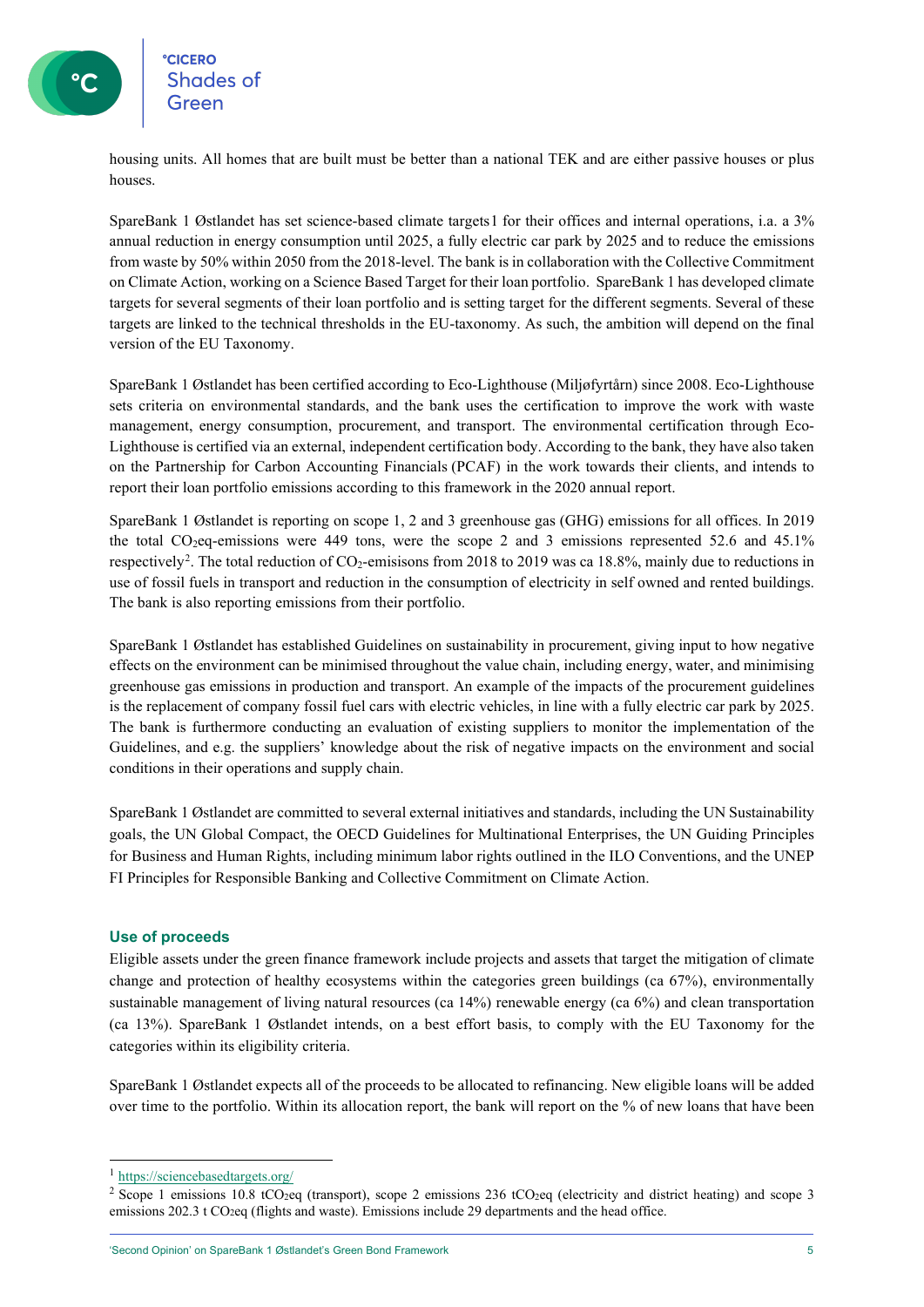housing units. All homes that are built must be better than a national TEK and are either passive houses or plus houses.

SpareBank 1 Østlandet has set science-based climate targets1 for their offices and internal operations, i.a. a 3% annual reduction in energy consumption until 2025, a fully electric car park by 2025 and to reduce the emissions from waste by 50% within 2050 from the 2018-level. The bank is in collaboration with the Collective Commitment on Climate Action, working on a Science Based Target for their loan portfolio. SpareBank 1 has developed climate targets for several segments of their loan portfolio and is setting target for the different segments. Several of these targets are linked to the technical thresholds in the EU-taxonomy. As such, the ambition will depend on the final version of the EU Taxonomy.

SpareBank 1 Østlandet has been certified according to Eco-Lighthouse (Miljøfyrtårn) since 2008. Eco-Lighthouse sets criteria on environmental standards, and the bank uses the certification to improve the work with waste management, energy consumption, procurement, and transport. The environmental certification through Eco-Lighthouse is certified via an external, independent certification body. According to the bank, they have also taken on the Partnership for Carbon Accounting Financials (PCAF) in the work towards their clients, and intends to report their loan portfolio emissions according to this framework in the 2020 annual report.

SpareBank 1 Østlandet is reporting on scope 1, 2 and 3 greenhouse gas (GHG) emissions for all offices. In 2019 the total $CO_2$eq-emissions were 449 tons, were the scope 2 and 3 emissions represented 52.6 and 45.1% respectively[2]. The total reduction of $CO_2$-emisisons from 2018 to 2019 was ca 18.8%, mainly due to reductions in use of fossil fuels in transport and reduction in the consumption of electricity in self owned and rented buildings. The bank is also reporting emissions from their portfolio.

SpareBank 1 Østlandet has established Guidelines on sustainability in procurement, giving input to how negative effects on the environment can be minimised throughout the value chain, including energy, water, and minimising greenhouse gas emissions in production and transport. An example of the impacts of the procurement guidelines is the replacement of company fossil fuel cars with electric vehicles, in line with a fully electric car park by 2025. The bank is furthermore conducting an evaluation of existing suppliers to monitor the implementation of the Guidelines, and e.g. the suppliers' knowledge about the risk of negative impacts on the environment and social conditions in their operations and supply chain.

SpareBank 1 Østlandet are committed to several external initiatives and standards, including the UN Sustainability goals, the UN Global Compact, the OECD Guidelines for Multinational Enterprises, the UN Guiding Principles for Business and Human Rights, including minimum labor rights outlined in the ILO Conventions, and the UNEP FI Principles for Responsible Banking and Collective Commitment on Climate Action.

### Use of proceeds

Eligible assets under the green finance framework include projects and assets that target the mitigation of climate change and protection of healthy ecosystems within the categories green buildings (ca 67%), environmentally sustainable management of living natural resources (ca 14%) renewable energy (ca 6%) and clean transportation (ca 13%). SpareBank 1 Østlandet intends, on a best effort basis, to comply with the EU Taxonomy for the categories within its eligibility criteria.

SpareBank 1 Østlandet expects all of the proceeds to be allocated to refinancing. New eligible loans will be added over time to the portfolio. Within its allocation report, the bank will report on the % of new loans that have been

---

[1] https://sciencebasedtargets.org/

[2] Scope 1 emissions 10.8 $tCO_2eq$ (transport), scope 2 emissions 236 $tCO_2eq$ (electricity and district heating) and scope 3 emissions 202.3 t $CO_2eq$ (flights and waste). Emissions include 29 departments and the head office.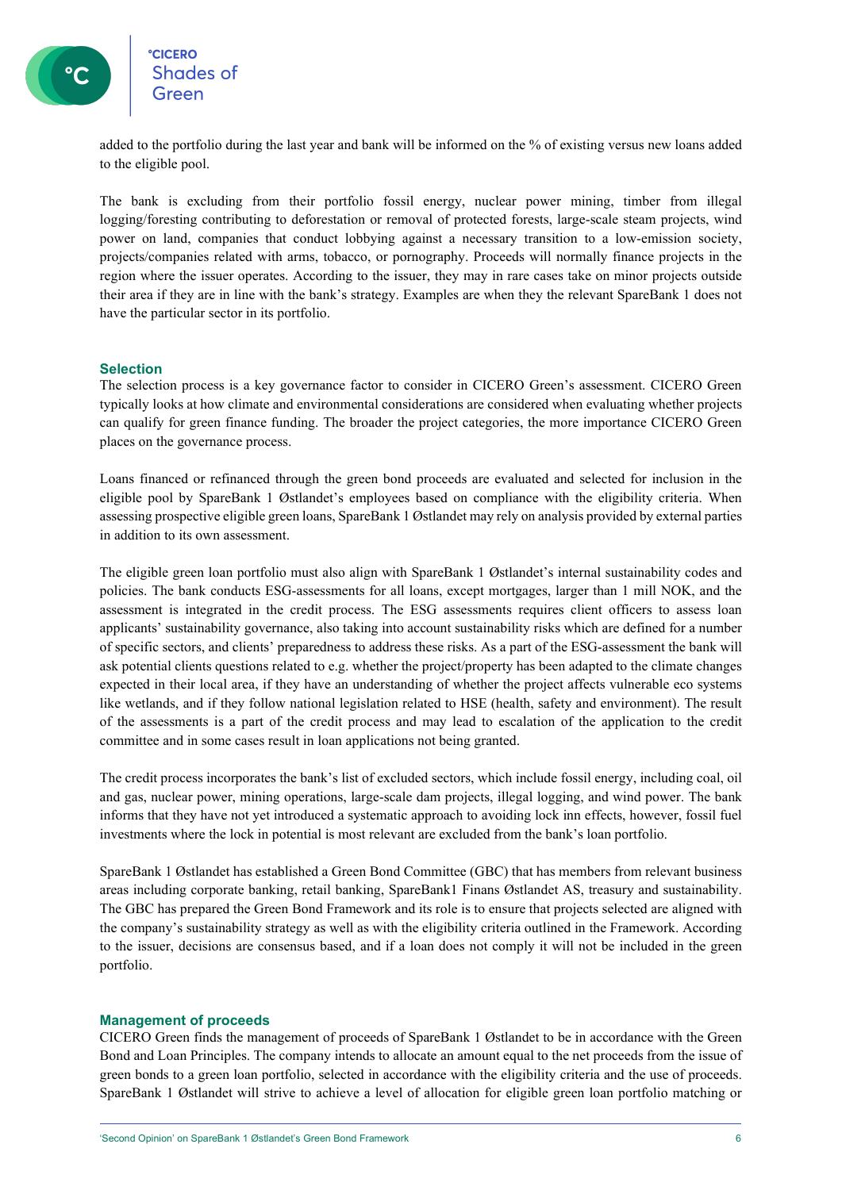added to the portfolio during the last year and bank will be informed on the % of existing versus new loans added to the eligible pool.

The bank is excluding from their portfolio fossil energy, nuclear power mining, timber from illegal logging/foresting contributing to deforestation or removal of protected forests, large-scale steam projects, wind power on land, companies that conduct lobbying against a necessary transition to a low-emission society, projects/companies related with arms, tobacco, or pornography. Proceeds will normally finance projects in the region where the issuer operates. According to the issuer, they may in rare cases take on minor projects outside their area if they are in line with the bank's strategy. Examples are when they the relevant SpareBank 1 does not have the particular sector in its portfolio.

## Selection

The selection process is a key governance factor to consider in CICERO Green's assessment. CICERO Green typically looks at how climate and environmental considerations are considered when evaluating whether projects can qualify for green finance funding. The broader the project categories, the more importance CICERO Green places on the governance process.

Loans financed or refinanced through the green bond proceeds are evaluated and selected for inclusion in the eligible pool by SpareBank 1 Østlandet's employees based on compliance with the eligibility criteria. When assessing prospective eligible green loans, SpareBank 1 Østlandet may rely on analysis provided by external parties in addition to its own assessment.

The eligible green loan portfolio must also align with SpareBank 1 Østlandet's internal sustainability codes and policies. The bank conducts ESG-assessments for all loans, except mortgages, larger than 1 mill NOK, and the assessment is integrated in the credit process. The ESG assessments requires client officers to assess loan applicants' sustainability governance, also taking into account sustainability risks which are defined for a number of specific sectors, and clients' preparedness to address these risks. As a part of the ESG-assessment the bank will ask potential clients questions related to e.g. whether the project/property has been adapted to the climate changes expected in their local area, if they have an understanding of whether the project affects vulnerable eco systems like wetlands, and if they follow national legislation related to HSE (health, safety and environment). The result of the assessments is a part of the credit process and may lead to escalation of the application to the credit committee and in some cases result in loan applications not being granted.

The credit process incorporates the bank's list of excluded sectors, which include fossil energy, including coal, oil and gas, nuclear power, mining operations, large-scale dam projects, illegal logging, and wind power. The bank informs that they have not yet introduced a systematic approach to avoiding lock inn effects, however, fossil fuel investments where the lock in potential is most relevant are excluded from the bank's loan portfolio.

SpareBank 1 Østlandet has established a Green Bond Committee (GBC) that has members from relevant business areas including corporate banking, retail banking, SpareBank1 Finans Østlandet AS, treasury and sustainability. The GBC has prepared the Green Bond Framework and its role is to ensure that projects selected are aligned with the company's sustainability strategy as well as with the eligibility criteria outlined in the Framework. According to the issuer, decisions are consensus based, and if a loan does not comply it will not be included in the green portfolio.

## Management of proceeds

CICERO Green finds the management of proceeds of SpareBank 1 Østlandet to be in accordance with the Green Bond and Loan Principles. The company intends to allocate an amount equal to the net proceeds from the issue of green bonds to a green loan portfolio, selected in accordance with the eligibility criteria and the use of proceeds. SpareBank 1 Østlandet will strive to achieve a level of allocation for eligible green loan portfolio matching or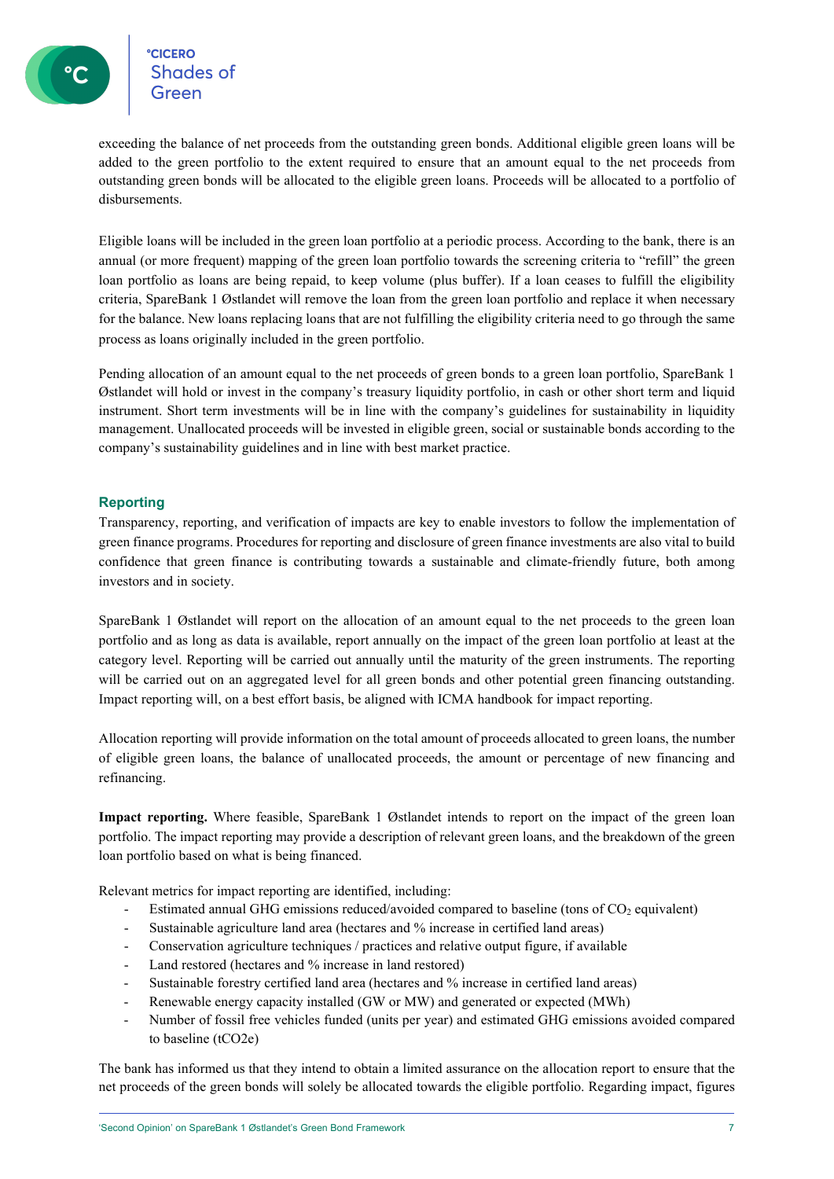exceeding the balance of net proceeds from the outstanding green bonds. Additional eligible green loans will be added to the green portfolio to the extent required to ensure that an amount equal to the net proceeds from outstanding green bonds will be allocated to the eligible green loans. Proceeds will be allocated to a portfolio of disbursements.

Eligible loans will be included in the green loan portfolio at a periodic process. According to the bank, there is an annual (or more frequent) mapping of the green loan portfolio towards the screening criteria to "refill" the green loan portfolio as loans are being repaid, to keep volume (plus buffer). If a loan ceases to fulfill the eligibility criteria, SpareBank 1 Østlandet will remove the loan from the green loan portfolio and replace it when necessary for the balance. New loans replacing loans that are not fulfilling the eligibility criteria need to go through the same process as loans originally included in the green portfolio.

Pending allocation of an amount equal to the net proceeds of green bonds to a green loan portfolio, SpareBank 1 Østlandet will hold or invest in the company's treasury liquidity portfolio, in cash or other short term and liquid instrument. Short term investments will be in line with the company's guidelines for sustainability in liquidity management. Unallocated proceeds will be invested in eligible green, social or sustainable bonds according to the company's sustainability guidelines and in line with best market practice.

## Reporting

Transparency, reporting, and verification of impacts are key to enable investors to follow the implementation of green finance programs. Procedures for reporting and disclosure of green finance investments are also vital to build confidence that green finance is contributing towards a sustainable and climate-friendly future, both among investors and in society.

SpareBank 1 Østlandet will report on the allocation of an amount equal to the net proceeds to the green loan portfolio and as long as data is available, report annually on the impact of the green loan portfolio at least at the category level. Reporting will be carried out annually until the maturity of the green instruments. The reporting will be carried out on an aggregated level for all green bonds and other potential green financing outstanding. Impact reporting will, on a best effort basis, be aligned with ICMA handbook for impact reporting.

Allocation reporting will provide information on the total amount of proceeds allocated to green loans, the number of eligible green loans, the balance of unallocated proceeds, the amount or percentage of new financing and refinancing.

**Impact reporting.** Where feasible, SpareBank 1 Østlandet intends to report on the impact of the green loan portfolio. The impact reporting may provide a description of relevant green loans, and the breakdown of the green loan portfolio based on what is being financed.

Relevant metrics for impact reporting are identified, including:

- Estimated annual GHG emissions reduced/avoided compared to baseline (tons of $CO_2$ equivalent)
- Sustainable agriculture land area (hectares and % increase in certified land areas)
- Conservation agriculture techniques / practices and relative output figure, if available
- Land restored (hectares and % increase in land restored)
- Sustainable forestry certified land area (hectares and % increase in certified land areas)
- Renewable energy capacity installed (GW or MW) and generated or expected (MWh)
- Number of fossil free vehicles funded (units per year) and estimated GHG emissions avoided compared to baseline ($tCO_2e$)

The bank has informed us that they intend to obtain a limited assurance on the allocation report to ensure that the net proceeds of the green bonds will solely be allocated towards the eligible portfolio. Regarding impact, figures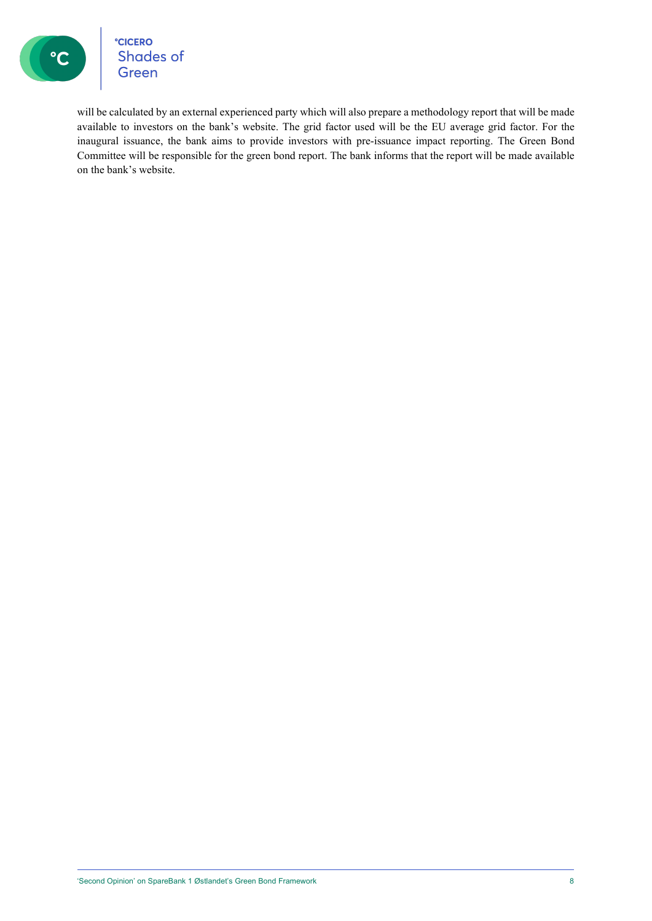will be calculated by an external experienced party which will also prepare a methodology report that will be made available to investors on the bank's website. The grid factor used will be the EU average grid factor. For the inaugural issuance, the bank aims to provide investors with pre-issuance impact reporting. The Green Bond Committee will be responsible for the green bond report. The bank informs that the report will be made available on the bank's website.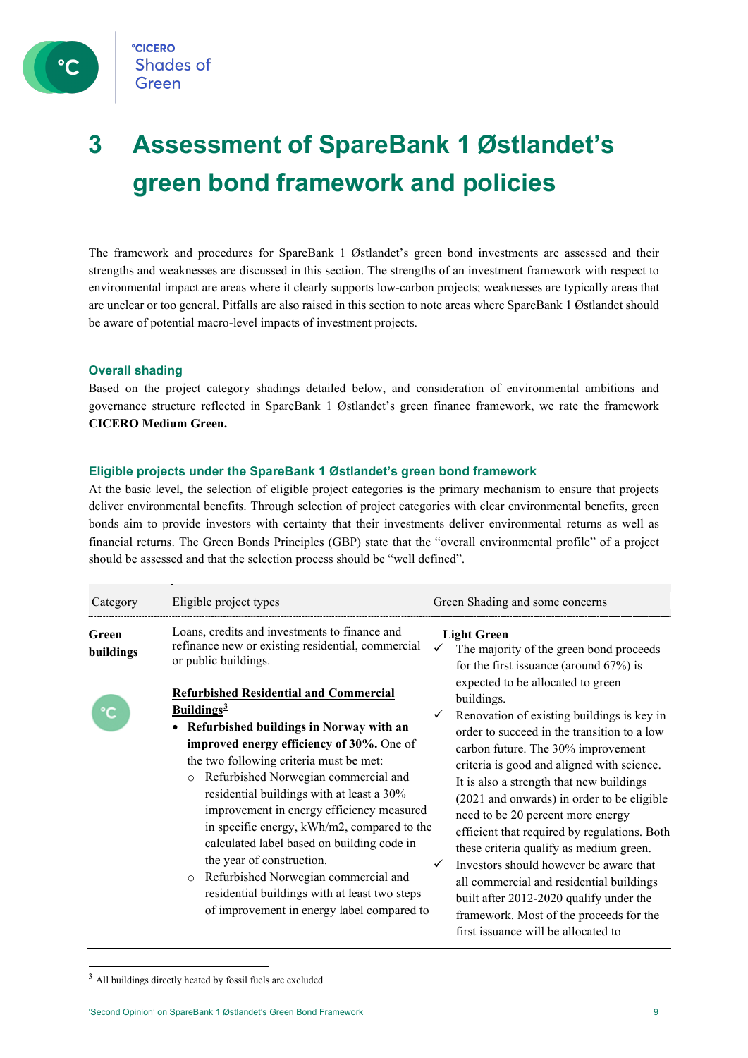# 3 Assessment of SpareBank 1 Østlandet's green bond framework and policies

The framework and procedures for SpareBank 1 Østlandet's green bond investments are assessed and their strengths and weaknesses are discussed in this section. The strengths of an investment framework with respect to environmental impact are areas where it clearly supports low-carbon projects; weaknesses are typically areas that are unclear or too general. Pitfalls are also raised in this section to note areas where SpareBank 1 Østlandet should be aware of potential macro-level impacts of investment projects.

### Overall shading

Based on the project category shadings detailed below, and consideration of environmental ambitions and governance structure reflected in SpareBank 1 Østlandet's green finance framework, we rate the framework **CICERO Medium Green.**

### Eligible projects under the SpareBank 1 Østlandet's green bond framework

At the basic level, the selection of eligible project categories is the primary mechanism to ensure that projects deliver environmental benefits. Through selection of project categories with clear environmental benefits, green bonds aim to provide investors with certainty that their investments deliver environmental returns as well as financial returns. The Green Bonds Principles (GBP) state that the "overall environmental profile" of a project should be assessed and that the selection process should be "well defined".

| Category | Eligible project types | Green Shading and some concerns |
|---|---|---|
| **Green buildings** | Loans, credits and investments to finance and refinance new or existing residential, commercial or public buildings.<br><br>**<u>Refurbished Residential and Commercial Buildings</u>**[3]<br>• **Refurbished buildings in Norway with an improved energy efficiency of 30%.** One of the two following criteria must be met:<br>○ Refurbished Norwegian commercial and residential buildings with at least a 30% improvement in energy efficiency measured in specific energy, kWh/m2, compared to the calculated label based on building code in the year of construction.<br>○ Refurbished Norwegian commercial and residential buildings with at least two steps of improvement in energy label compared to | **Light Green**<br>✓ The majority of the green bond proceeds for the first issuance (around 67%) is expected to be allocated to green buildings.<br>✓ Renovation of existing buildings is key in order to succeed in the transition to a low carbon future. The 30% improvement criteria is good and aligned with science. It is also a strength that new buildings (2021 and onwards) in order to be eligible need to be 20 percent more energy efficient that required by regulations. Both these criteria qualify as medium green.<br>✓ Investors should however be aware that all commercial and residential buildings built after 2012-2020 qualify under the framework. Most of the proceeds for the first issuance will be allocated to |

[3] All buildings directly heated by fossil fuels are excluded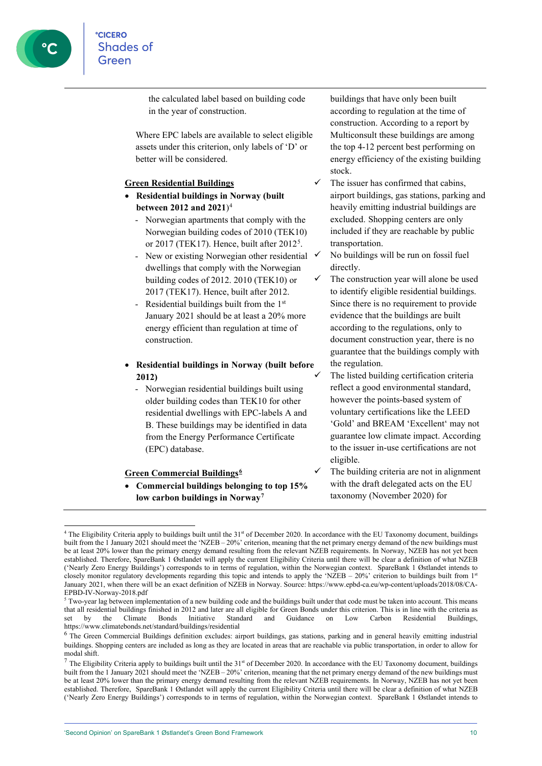the calculated label based on building code in the year of construction.

Where EPC labels are available to select eligible assets under this criterion, only labels of 'D' or better will be considered.

**Green Residential Buildings**

- **Residential buildings in Norway (built between 2012 and 2021)**[4]
  - Norwegian apartments that comply with the Norwegian building codes of 2010 (TEK10) or 2017 (TEK17). Hence, built after 2012[5].
  - New or existing Norwegian other residential dwellings that comply with the Norwegian building codes of 2012. 2010 (TEK10) or 2017 (TEK17). Hence, built after 2012.
  - Residential buildings built from the 1st January 2021 should be at least a 20% more energy efficient than regulation at time of construction.

- **Residential buildings in Norway (built before 2012)**
  - Norwegian residential buildings built using older building codes than TEK10 for other residential dwellings with EPC-labels A and B. These buildings may be identified in data from the Energy Performance Certificate (EPC) database.

**Green Commercial Buildings**[6]

- **Commercial buildings belonging to top 15% low carbon buildings in Norway**[7]

buildings that have only been built according to regulation at the time of construction. According to a report by Multiconsult these buildings are among the top 4-12 percent best performing on energy efficiency of the existing building stock.

- ✓ The issuer has confirmed that cabins, airport buildings, gas stations, parking and heavily emitting industrial buildings are excluded. Shopping centers are only included if they are reachable by public transportation.
- ✓ No buildings will be run on fossil fuel directly.
- ✓ The construction year will alone be used to identify eligible residential buildings. Since there is no requirement to provide evidence that the buildings are built according to the regulations, only to document construction year, there is no guarantee that the buildings comply with the regulation.
- ✓ The listed building certification criteria reflect a good environmental standard, however the points-based system of voluntary certifications like the LEED 'Gold' and BREAM 'Excellent' may not guarantee low climate impact. According to the issuer in-use certifications are not eligible.
- ✓ The building criteria are not in alignment with the draft delegated acts on the EU taxonomy (November 2020) for

---

[4] The Eligibility Criteria apply to buildings built until the 31st of December 2020. In accordance with the EU Taxonomy document, buildings built from the 1 January 2021 should meet the 'NZEB – 20%' criterion, meaning that the net primary energy demand of the new buildings must be at least 20% lower than the primary energy demand resulting from the relevant NZEB requirements. In Norway, NZEB has not yet been established. Therefore, SpareBank 1 Østlandet will apply the current Eligibility Criteria until there will be clear a definition of what NZEB ('Nearly Zero Energy Buildings') corresponds to in terms of regulation, within the Norwegian context. SpareBank 1 Østlandet intends to closely monitor regulatory developments regarding this topic and intends to apply the 'NZEB – 20%' criterion to buildings built from 1st January 2021, when there will be an exact definition of NZEB in Norway. Source: https://www.epbd-ca.eu/wp-content/uploads/2018/08/CA-EPBD-IV-Norway-2018.pdf

[5] Two-year lag between implementation of a new building code and the buildings built under that code must be taken into account. This means that all residential buildings finished in 2012 and later are all eligible for Green Bonds under this criterion. This is in line with the criteria as set by the Climate Bonds Initiative Standard and Guidance on Low Carbon Residential Buildings, https://www.climatebonds.net/standard/buildings/residential

[6] The Green Commercial Buildings definition excludes: airport buildings, gas stations, parking and in general heavily emitting industrial buildings. Shopping centers are included as long as they are located in areas that are reachable via public transportation, in order to allow for modal shift.

[7] The Eligibility Criteria apply to buildings built until the 31st of December 2020. In accordance with the EU Taxonomy document, buildings built from the 1 January 2021 should meet the 'NZEB – 20%' criterion, meaning that the net primary energy demand of the new buildings must be at least 20% lower than the primary energy demand resulting from the relevant NZEB requirements. In Norway, NZEB has not yet been established. Therefore, SpareBank 1 Østlandet will apply the current Eligibility Criteria until there will be clear a definition of what NZEB ('Nearly Zero Energy Buildings') corresponds to in terms of regulation, within the Norwegian context. SpareBank 1 Østlandet intends to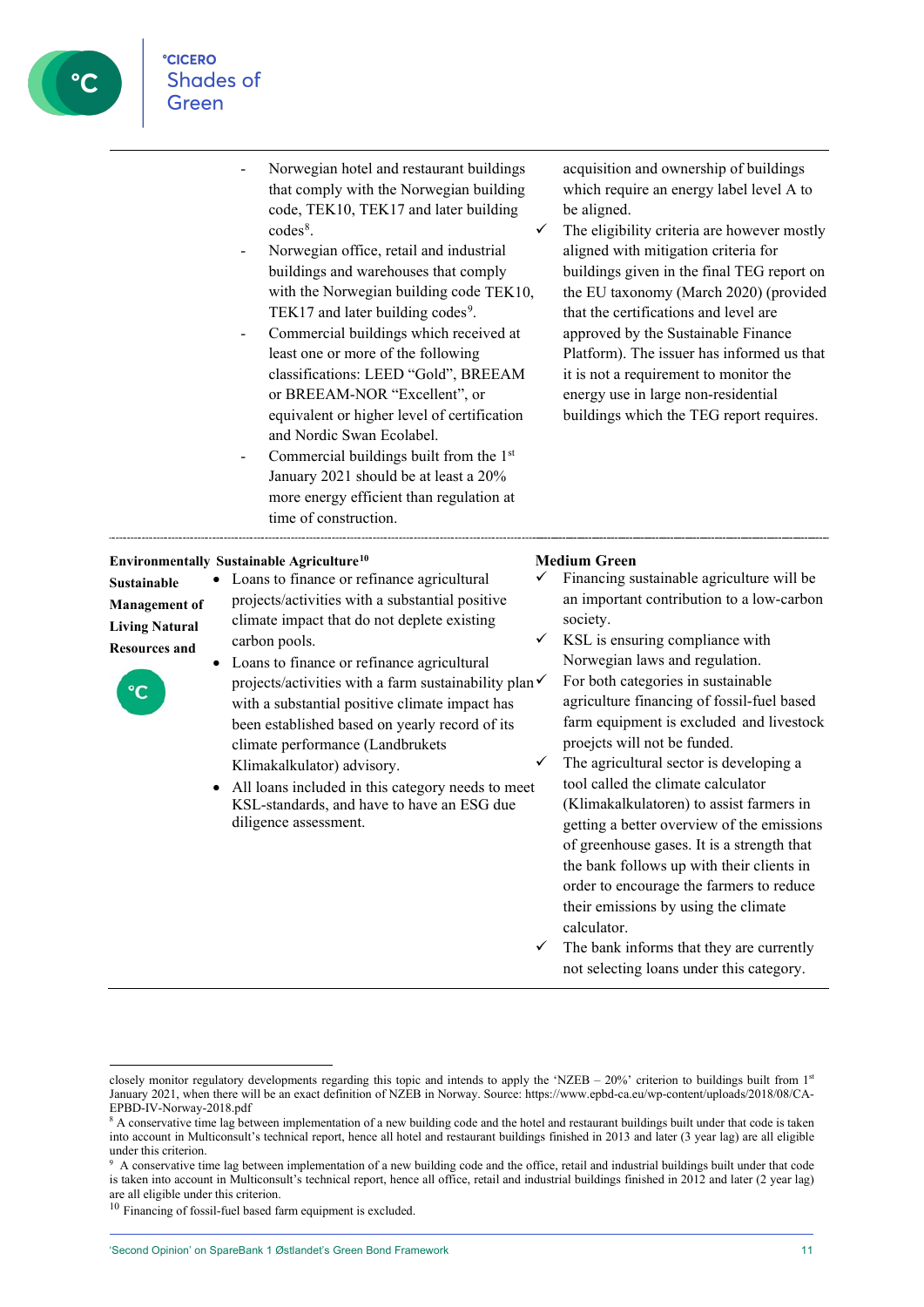| | | |
|---|---|---|
| | - Norwegian hotel and restaurant buildings that comply with the Norwegian building code, TEK10, TEK17 and later building codes[8].<br>- Norwegian office, retail and industrial buildings and warehouses that comply with the Norwegian building code TEK10, TEK17 and later building codes[9].<br>- Commercial buildings which received at least one or more of the following classifications: LEED "Gold", BREEAM or BREEAM-NOR "Excellent", or equivalent or higher level of certification and Nordic Swan Ecolabel.<br>- Commercial buildings built from the 1st January 2021 should be at least a 20% more energy efficient than regulation at time of construction. | acquisition and ownership of buildings which require an energy label level A to be aligned.<br>✓ The eligibility criteria are however mostly aligned with mitigation criteria for buildings given in the final TEG report on the EU taxonomy (March 2020) (provided that the certifications and level are approved by the Sustainable Finance Platform). The issuer has informed us that it is not a requirement to monitor the energy use in large non-residential buildings which the TEG report requires. |
| **Environmentally Sustainable Management of Living Natural Resources and** | **Sustainable Agriculture[10]**<br>• Loans to finance or refinance agricultural projects/activities with a substantial positive climate impact that do not deplete existing carbon pools.<br>• Loans to finance or refinance agricultural projects/activities with a farm sustainability plan with a substantial positive climate impact has been established based on yearly record of its climate performance (Landbrukets Klimakalkulator) advisory.<br>• All loans included in this category needs to meet KSL-standards, and have to have an ESG due diligence assessment. | **Medium Green**<br>✓ Financing sustainable agriculture will be an important contribution to a low-carbon society.<br>✓ KSL is ensuring compliance with Norwegian laws and regulation.<br>✓ For both categories in sustainable agriculture financing of fossil-fuel based farm equipment is excluded and livestock proejcts will not be funded.<br>✓ The agricultural sector is developing a tool called the climate calculator (Klimakalkulatoren) to assist farmers in getting a better overview of the emissions of greenhouse gases. It is a strength that the bank follows up with their clients in order to encourage the farmers to reduce their emissions by using the climate calculator.<br>✓ The bank informs that they are currently not selecting loans under this category. |

closely monitor regulatory developments regarding this topic and intends to apply the 'NZEB – 20%' criterion to buildings built from 1st January 2021, when there will be an exact definition of NZEB in Norway. Source: https://www.epbd-ca.eu/wp-content/uploads/2018/08/CA-EPBD-IV-Norway-2018.pdf

[8] A conservative time lag between implementation of a new building code and the hotel and restaurant buildings built under that code is taken into account in Multiconsult's technical report, hence all hotel and restaurant buildings finished in 2013 and later (3 year lag) are all eligible under this criterion.

[9] A conservative time lag between implementation of a new building code and the office, retail and industrial buildings built under that code is taken into account in Multiconsult's technical report, hence all office, retail and industrial buildings finished in 2012 and later (2 year lag) are all eligible under this criterion.

[10] Financing of fossil-fuel based farm equipment is excluded.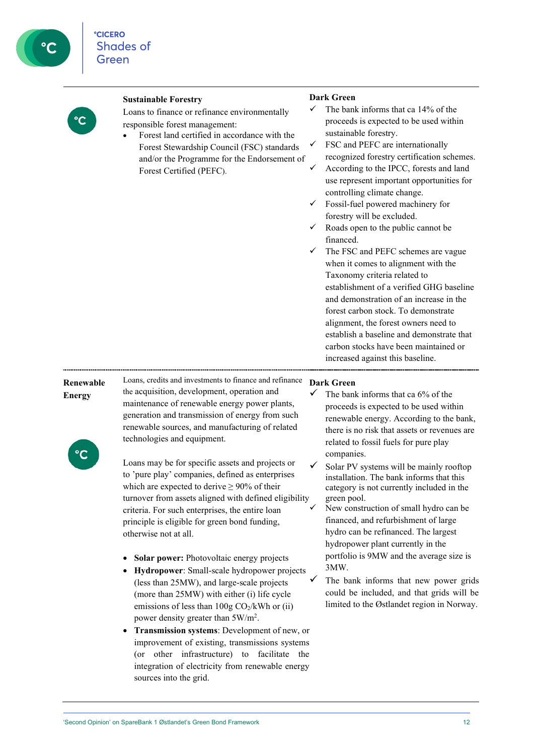| Category | Eligible project types | Green Shading and some concerns |
|---|---|---|
| Sustainable Forestry | **Sustainable Forestry**<br>Loans to finance or refinance environmentally responsible forest management:<br>• Forest land certified in accordance with the Forest Stewardship Council (FSC) standards and/or the Programme for the Endorsement of Forest Certified (PEFC). | **Dark Green**<br>✓ The bank informs that ca 14% of the proceeds is expected to be used within sustainable forestry.<br>✓ FSC and PEFC are internationally recognized forestry certification schemes.<br>✓ According to the IPCC, forests and land use represent important opportunities for controlling climate change.<br>✓ Fossil-fuel powered machinery for forestry will be excluded.<br>✓ Roads open to the public cannot be financed.<br>✓ The FSC and PEFC schemes are vague when it comes to alignment with the Taxonomy criteria related to establishment of a verified GHG baseline and demonstration of an increase in the forest carbon stock. To demonstrate alignment, the forest owners need to establish a baseline and demonstrate that carbon stocks have been maintained or increased against this baseline. |
| **Renewable Energy** | Loans, credits and investments to finance and refinance the acquisition, development, operation and maintenance of renewable energy power plants, generation and transmission of energy from such renewable sources, and manufacturing of related technologies and equipment.<br><br>Loans may be for specific assets and projects or to 'pure play' companies, defined as enterprises which are expected to derive ≥ 90% of their turnover from assets aligned with defined eligibility criteria. For such enterprises, the entire loan principle is eligible for green bond funding, otherwise not at all.<br><br>• **Solar power:** Photovoltaic energy projects<br>• **Hydropower**: Small-scale hydropower projects (less than 25MW), and large-scale projects (more than 25MW) with either (i) life cycle emissions of less than 100g $CO_2$/kWh or (ii) power density greater than 5W/m$^2$.<br>• **Transmission systems**: Development of new, or improvement of existing, transmissions systems (or other infrastructure) to facilitate the integration of electricity from renewable energy sources into the grid. | **Dark Green**<br>✓ The bank informs that ca 6% of the proceeds is expected to be used within renewable energy. According to the bank, there is no risk that assets or revenues are related to fossil fuels for pure play companies.<br>✓ Solar PV systems will be mainly rooftop installation. The bank informs that this category is not currently included in the green pool.<br>✓ New construction of small hydro can be financed, and refurbishment of large hydro can be refinanced. The largest hydropower plant currently in the portfolio is 9MW and the average size is 3MW.<br>✓ The bank informs that new power grids could be included, and that grids will be limited to the Østlandet region in Norway. |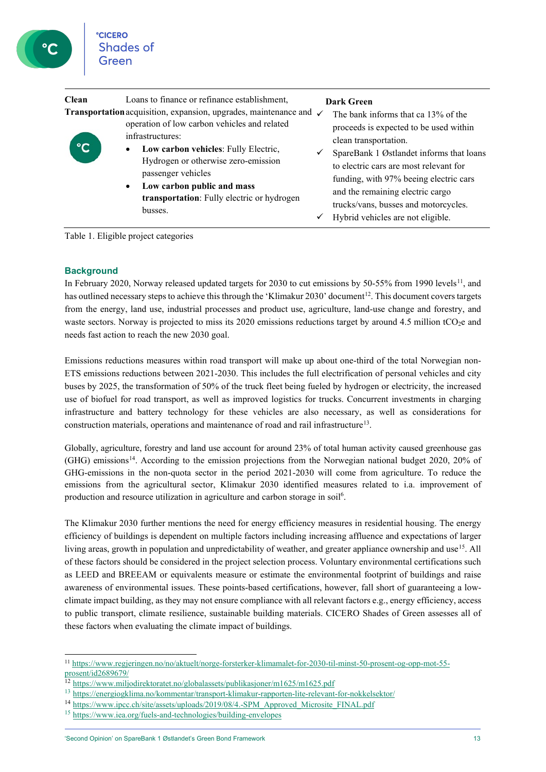| Clean Transportation | Loans to finance or refinance establishment, acquisition, expansion, upgrades, maintenance and operation of low carbon vehicles and related infrastructures:<br>• **Low carbon vehicles**: Fully Electric, Hydrogen or otherwise zero-emission passenger vehicles<br>• **Low carbon public and mass transportation**: Fully electric or hydrogen busses. | **Dark Green**<br>✓ The bank informs that ca 13% of the proceeds is expected to be used within clean transportation.<br>✓ SpareBank 1 Østlandet informs that loans to electric cars are most relevant for funding, with 97% beeing electric cars and the remaining electric cargo trucks/vans, busses and motorcycles.<br>✓ Hybrid vehicles are not eligible. |
|---|---|---|

Table 1. Eligible project categories

## Background

In February 2020, Norway released updated targets for 2030 to cut emissions by 50-55% from 1990 levels[11], and has outlined necessary steps to achieve this through the 'Klimakur 2030' document[12]. This document covers targets from the energy, land use, industrial processes and product use, agriculture, land-use change and forestry, and waste sectors. Norway is projected to miss its 2020 emissions reductions target by around 4.5 million $tCO_2e$ and needs fast action to reach the new 2030 goal.

Emissions reductions measures within road transport will make up about one-third of the total Norwegian non-ETS emissions reductions between 2021-2030. This includes the full electrification of personal vehicles and city buses by 2025, the transformation of 50% of the truck fleet being fueled by hydrogen or electricity, the increased use of biofuel for road transport, as well as improved logistics for trucks. Concurrent investments in charging infrastructure and battery technology for these vehicles are also necessary, as well as considerations for construction materials, operations and maintenance of road and rail infrastructure[13].

Globally, agriculture, forestry and land use account for around 23% of total human activity caused greenhouse gas (GHG) emissions[14]. According to the emission projections from the Norwegian national budget 2020, 20% of GHG-emissions in the non-quota sector in the period 2021-2030 will come from agriculture. To reduce the emissions from the agricultural sector, Klimakur 2030 identified measures related to i.a. improvement of production and resource utilization in agriculture and carbon storage in soil[6].

The Klimakur 2030 further mentions the need for energy efficiency measures in residential housing. The energy efficiency of buildings is dependent on multiple factors including increasing affluence and expectations of larger living areas, growth in population and unpredictability of weather, and greater appliance ownership and use[15]. All of these factors should be considered in the project selection process. Voluntary environmental certifications such as LEED and BREEAM or equivalents measure or estimate the environmental footprint of buildings and raise awareness of environmental issues. These points-based certifications, however, fall short of guaranteeing a low-climate impact building, as they may not ensure compliance with all relevant factors e.g., energy efficiency, access to public transport, climate resilience, sustainable building materials. CICERO Shades of Green assesses all of these factors when evaluating the climate impact of buildings.

[11] https://www.regjeringen.no/no/aktuelt/norge-forsterker-klimamalet-for-2030-til-minst-50-prosent-og-opp-mot-55-prosent/id2689679/
[12] https://www.miljodirektoratet.no/globalassets/publikasjoner/m1625/m1625.pdf
[13] https://energiogklima.no/kommentar/transport-klimakur-rapporten-lite-relevant-for-nokkelsektor/
[14] https://www.ipcc.ch/site/assets/uploads/2019/08/4.-SPM_Approved_Microsite_FINAL.pdf
[15] https://www.iea.org/fuels-and-technologies/building-envelopes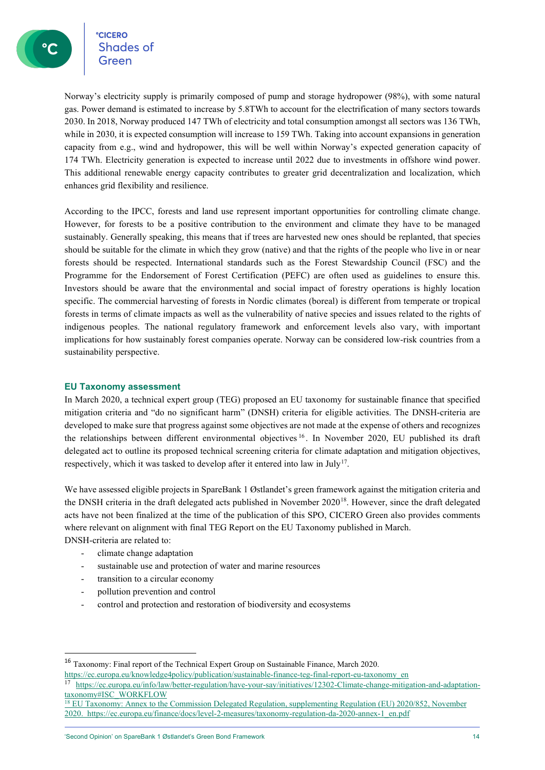Norway's electricity supply is primarily composed of pump and storage hydropower (98%), with some natural gas. Power demand is estimated to increase by 5.8TWh to account for the electrification of many sectors towards 2030. In 2018, Norway produced 147 TWh of electricity and total consumption amongst all sectors was 136 TWh, while in 2030, it is expected consumption will increase to 159 TWh. Taking into account expansions in generation capacity from e.g., wind and hydropower, this will be well within Norway's expected generation capacity of 174 TWh. Electricity generation is expected to increase until 2022 due to investments in offshore wind power. This additional renewable energy capacity contributes to greater grid decentralization and localization, which enhances grid flexibility and resilience.

According to the IPCC, forests and land use represent important opportunities for controlling climate change. However, for forests to be a positive contribution to the environment and climate they have to be managed sustainably. Generally speaking, this means that if trees are harvested new ones should be replanted, that species should be suitable for the climate in which they grow (native) and that the rights of the people who live in or near forests should be respected. International standards such as the Forest Stewardship Council (FSC) and the Programme for the Endorsement of Forest Certification (PEFC) are often used as guidelines to ensure this. Investors should be aware that the environmental and social impact of forestry operations is highly location specific. The commercial harvesting of forests in Nordic climates (boreal) is different from temperate or tropical forests in terms of climate impacts as well as the vulnerability of native species and issues related to the rights of indigenous peoples. The national regulatory framework and enforcement levels also vary, with important implications for how sustainably forest companies operate. Norway can be considered low-risk countries from a sustainability perspective.

## EU Taxonomy assessment

In March 2020, a technical expert group (TEG) proposed an EU taxonomy for sustainable finance that specified mitigation criteria and "do no significant harm" (DNSH) criteria for eligible activities. The DNSH-criteria are developed to make sure that progress against some objectives are not made at the expense of others and recognizes the relationships between different environmental objectives[16]. In November 2020, EU published its draft delegated act to outline its proposed technical screening criteria for climate adaptation and mitigation objectives, respectively, which it was tasked to develop after it entered into law in July[17].

We have assessed eligible projects in SpareBank 1 Østlandet's green framework against the mitigation criteria and the DNSH criteria in the draft delegated acts published in November 2020[18]. However, since the draft delegated acts have not been finalized at the time of the publication of this SPO, CICERO Green also provides comments where relevant on alignment with final TEG Report on the EU Taxonomy published in March.

DNSH-criteria are related to:

- climate change adaptation
- sustainable use and protection of water and marine resources
- transition to a circular economy
- pollution prevention and control
- control and protection and restoration of biodiversity and ecosystems

---

[16] Taxonomy: Final report of the Technical Expert Group on Sustainable Finance, March 2020. https://ec.europa.eu/knowledge4policy/publication/sustainable-finance-teg-final-report-eu-taxonomy_en

[17] https://ec.europa.eu/info/law/better-regulation/have-your-say/initiatives/12302-Climate-change-mitigation-and-adaptation-taxonomy#ISC_WORKFLOW

[18] EU Taxonomy: Annex to the Commission Delegated Regulation, supplementing Regulation (EU) 2020/852, November 2020. https://ec.europa.eu/finance/docs/level-2-measures/taxonomy-regulation-da-2020-annex-1_en.pdf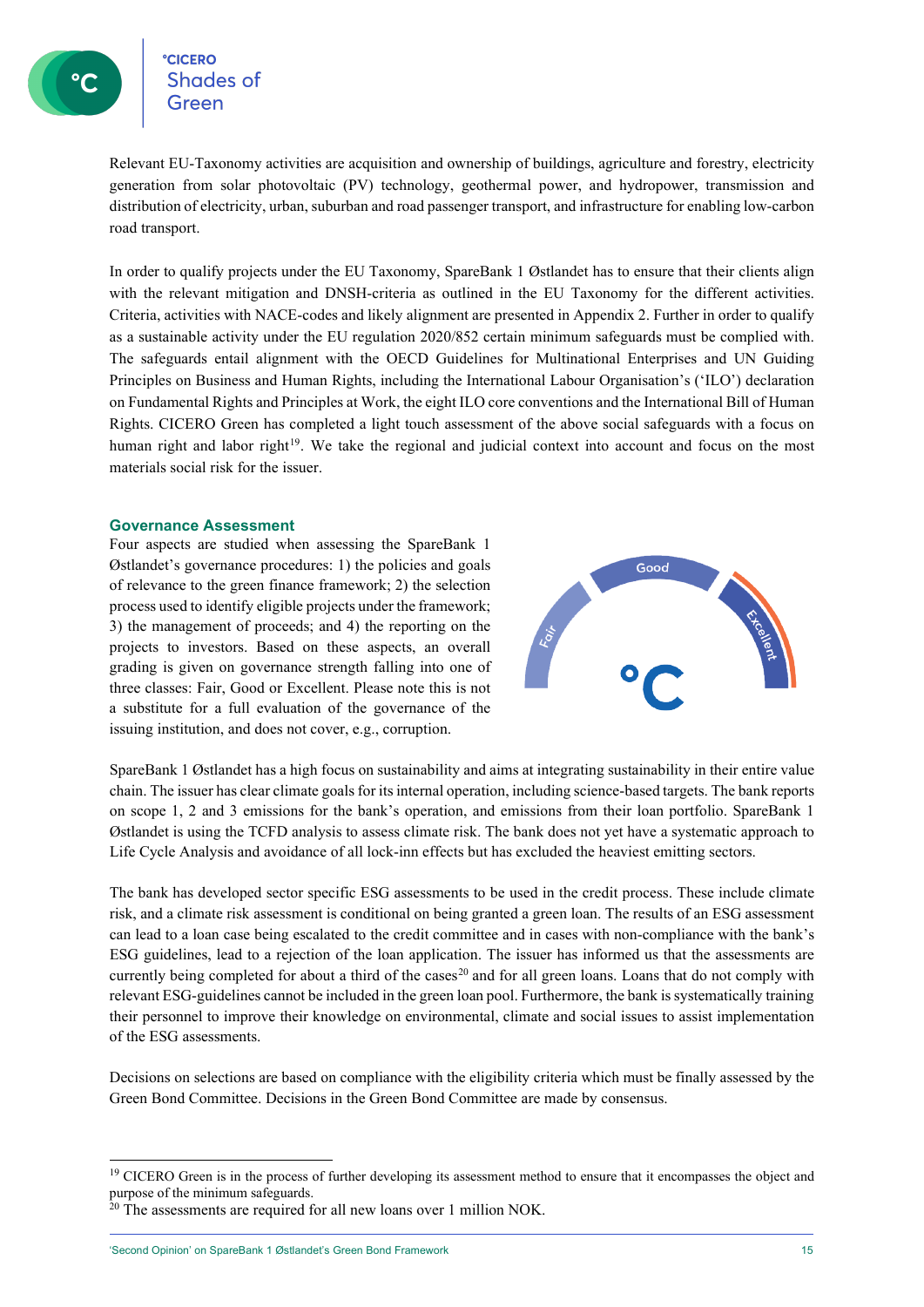Relevant EU-Taxonomy activities are acquisition and ownership of buildings, agriculture and forestry, electricity generation from solar photovoltaic (PV) technology, geothermal power, and hydropower, transmission and distribution of electricity, urban, suburban and road passenger transport, and infrastructure for enabling low-carbon road transport.

In order to qualify projects under the EU Taxonomy, SpareBank 1 Østlandet has to ensure that their clients align with the relevant mitigation and DNSH-criteria as outlined in the EU Taxonomy for the different activities. Criteria, activities with NACE-codes and likely alignment are presented in Appendix 2. Further in order to qualify as a sustainable activity under the EU regulation 2020/852 certain minimum safeguards must be complied with. The safeguards entail alignment with the OECD Guidelines for Multinational Enterprises and UN Guiding Principles on Business and Human Rights, including the International Labour Organisation's ('ILO') declaration on Fundamental Rights and Principles at Work, the eight ILO core conventions and the International Bill of Human Rights. CICERO Green has completed a light touch assessment of the above social safeguards with a focus on human right and labor right[19]. We take the regional and judicial context into account and focus on the most materials social risk for the issuer.

### Governance Assessment

Four aspects are studied when assessing the SpareBank 1 Østlandet's governance procedures: 1) the policies and goals of relevance to the green finance framework; 2) the selection process used to identify eligible projects under the framework; 3) the management of proceeds; and 4) the reporting on the projects to investors. Based on these aspects, an overall grading is given on governance strength falling into one of three classes: Fair, Good or Excellent. Please note this is not a substitute for a full evaluation of the governance of the issuing institution, and does not cover, e.g., corruption.

SpareBank 1 Østlandet has a high focus on sustainability and aims at integrating sustainability in their entire value chain. The issuer has clear climate goals for its internal operation, including science-based targets. The bank reports on scope 1, 2 and 3 emissions for the bank's operation, and emissions from their loan portfolio. SpareBank 1 Østlandet is using the TCFD analysis to assess climate risk. The bank does not yet have a systematic approach to Life Cycle Analysis and avoidance of all lock-inn effects but has excluded the heaviest emitting sectors.

The bank has developed sector specific ESG assessments to be used in the credit process. These include climate risk, and a climate risk assessment is conditional on being granted a green loan. The results of an ESG assessment can lead to a loan case being escalated to the credit committee and in cases with non-compliance with the bank's ESG guidelines, lead to a rejection of the loan application. The issuer has informed us that the assessments are currently being completed for about a third of the cases[20] and for all green loans. Loans that do not comply with relevant ESG-guidelines cannot be included in the green loan pool. Furthermore, the bank is systematically training their personnel to improve their knowledge on environmental, climate and social issues to assist implementation of the ESG assessments.

Decisions on selections are based on compliance with the eligibility criteria which must be finally assessed by the Green Bond Committee. Decisions in the Green Bond Committee are made by consensus.

---

[19] CICERO Green is in the process of further developing its assessment method to ensure that it encompasses the object and purpose of the minimum safeguards.

[20] The assessments are required for all new loans over 1 million NOK.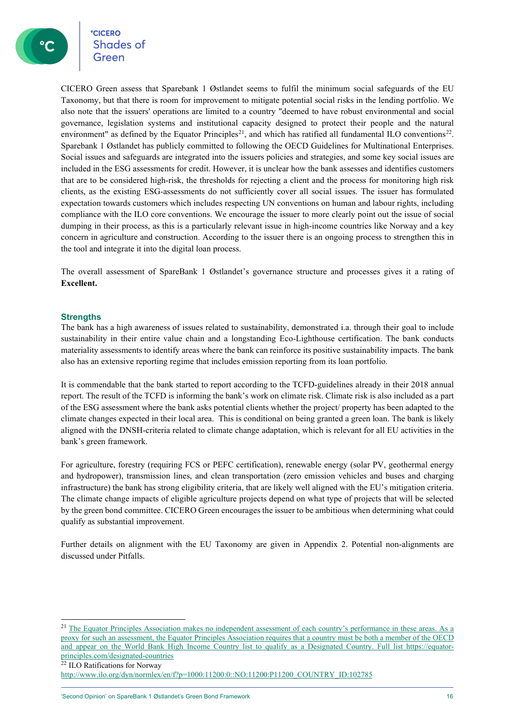CICERO Green assess that Sparebank 1 Østlandet seems to fulfil the minimum social safeguards of the EU Taxonomy, but that there is room for improvement to mitigate potential social risks in the lending portfolio. We also note that the issuers' operations are limited to a country "deemed to have robust environmental and social governance, legislation systems and institutional capacity designed to protect their people and the natural environment" as defined by the Equator Principles[21], and which has ratified all fundamental ILO conventions[22]. Sparebank 1 Østlandet has publicly committed to following the OECD Guidelines for Multinational Enterprises. Social issues and safeguards are integrated into the issuers policies and strategies, and some key social issues are included in the ESG assessments for credit. However, it is unclear how the bank assesses and identifies customers that are to be considered high-risk, the thresholds for rejecting a client and the process for monitoring high risk clients, as the existing ESG-assessments do not sufficiently cover all social issues. The issuer has formulated expectation towards customers which includes respecting UN conventions on human and labour rights, including compliance with the ILO core conventions. We encourage the issuer to more clearly point out the issue of social dumping in their process, as this is a particularly relevant issue in high-income countries like Norway and a key concern in agriculture and construction. According to the issuer there is an ongoing process to strengthen this in the tool and integrate it into the digital loan process.

The overall assessment of SpareBank 1 Østlandet's governance structure and processes gives it a rating of **Excellent.**

### Strengths

The bank has a high awareness of issues related to sustainability, demonstrated i.a. through their goal to include sustainability in their entire value chain and a longstanding Eco-Lighthouse certification. The bank conducts materiality assessments to identify areas where the bank can reinforce its positive sustainability impacts. The bank also has an extensive reporting regime that includes emission reporting from its loan portfolio.

It is commendable that the bank started to report according to the TCFD-guidelines already in their 2018 annual report. The result of the TCFD is informing the bank's work on climate risk. Climate risk is also included as a part of the ESG assessment where the bank asks potential clients whether the project/ property has been adapted to the climate changes expected in their local area. This is conditional on being granted a green loan. The bank is likely aligned with the DNSH-criteria related to climate change adaptation, which is relevant for all EU activities in the bank's green framework.

For agriculture, forestry (requiring FCS or PEFC certification), renewable energy (solar PV, geothermal energy and hydropower), transmission lines, and clean transportation (zero emission vehicles and buses and charging infrastructure) the bank has strong eligibility criteria, that are likely well aligned with the EU's mitigation criteria. The climate change impacts of eligible agriculture projects depend on what type of projects that will be selected by the green bond committee. CICERO Green encourages the issuer to be ambitious when determining what could qualify as substantial improvement.

Further details on alignment with the EU Taxonomy are given in Appendix 2. Potential non-alignments are discussed under Pitfalls.

---

[21] The Equator Principles Association makes no independent assessment of each country's performance in these areas. As a proxy for such an assessment, the Equator Principles Association requires that a country must be both a member of the OECD and appear on the World Bank High Income Country list to qualify as a Designated Country. Full list https://equator-principles.com/designated-countries

[22] ILO Ratifications for Norway
http://www.ilo.org/dyn/normlex/en/f?p=1000:11200:0::NO:11200:P11200_COUNTRY_ID:102785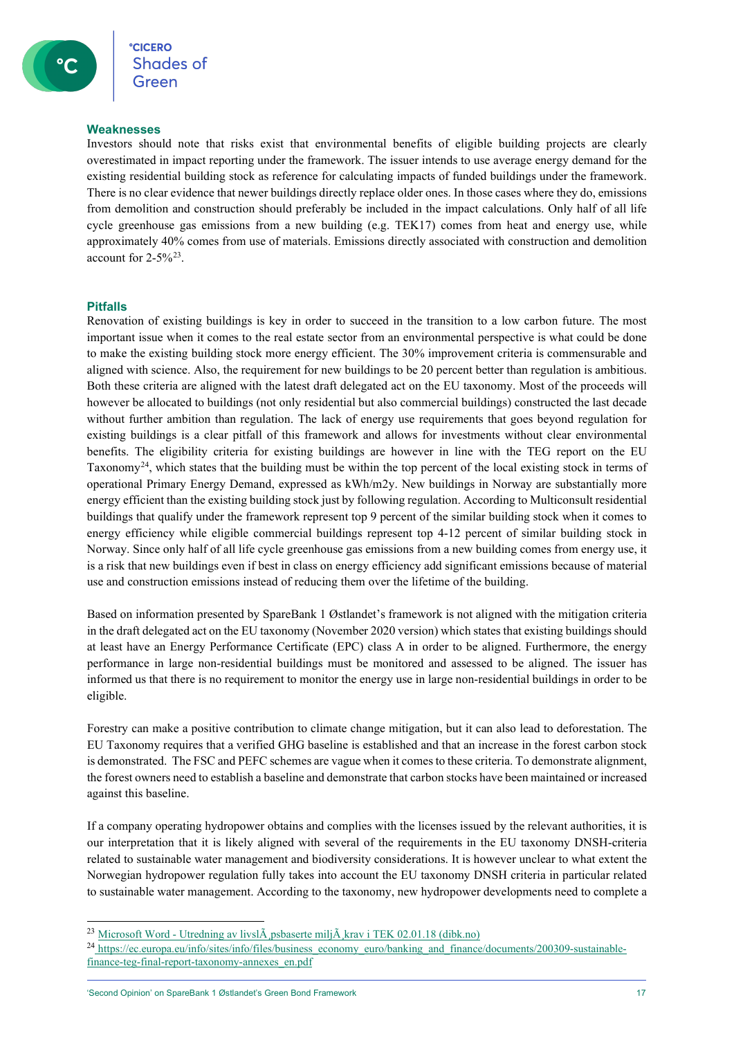### Weaknesses

Investors should note that risks exist that environmental benefits of eligible building projects are clearly overestimated in impact reporting under the framework. The issuer intends to use average energy demand for the existing residential building stock as reference for calculating impacts of funded buildings under the framework. There is no clear evidence that newer buildings directly replace older ones. In those cases where they do, emissions from demolition and construction should preferably be included in the impact calculations. Only half of all life cycle greenhouse gas emissions from a new building (e.g. TEK17) comes from heat and energy use, while approximately 40% comes from use of materials. Emissions directly associated with construction and demolition account for 2-5%[23].

### Pitfalls

Renovation of existing buildings is key in order to succeed in the transition to a low carbon future. The most important issue when it comes to the real estate sector from an environmental perspective is what could be done to make the existing building stock more energy efficient. The 30% improvement criteria is commensurable and aligned with science. Also, the requirement for new buildings to be 20 percent better than regulation is ambitious. Both these criteria are aligned with the latest draft delegated act on the EU taxonomy. Most of the proceeds will however be allocated to buildings (not only residential but also commercial buildings) constructed the last decade without further ambition than regulation. The lack of energy use requirements that goes beyond regulation for existing buildings is a clear pitfall of this framework and allows for investments without clear environmental benefits. The eligibility criteria for existing buildings are however in line with the TEG report on the EU Taxonomy[24], which states that the building must be within the top percent of the local existing stock in terms of operational Primary Energy Demand, expressed as kWh/m2y. New buildings in Norway are substantially more energy efficient than the existing building stock just by following regulation. According to Multiconsult residential buildings that qualify under the framework represent top 9 percent of the similar building stock when it comes to energy efficiency while eligible commercial buildings represent top 4-12 percent of similar building stock in Norway. Since only half of all life cycle greenhouse gas emissions from a new building comes from energy use, it is a risk that new buildings even if best in class on energy efficiency add significant emissions because of material use and construction emissions instead of reducing them over the lifetime of the building.

Based on information presented by SpareBank 1 Østlandet's framework is not aligned with the mitigation criteria in the draft delegated act on the EU taxonomy (November 2020 version) which states that existing buildings should at least have an Energy Performance Certificate (EPC) class A in order to be aligned. Furthermore, the energy performance in large non-residential buildings must be monitored and assessed to be aligned. The issuer has informed us that there is no requirement to monitor the energy use in large non-residential buildings in order to be eligible.

Forestry can make a positive contribution to climate change mitigation, but it can also lead to deforestation. The EU Taxonomy requires that a verified GHG baseline is established and that an increase in the forest carbon stock is demonstrated. The FSC and PEFC schemes are vague when it comes to these criteria. To demonstrate alignment, the forest owners need to establish a baseline and demonstrate that carbon stocks have been maintained or increased against this baseline.

If a company operating hydropower obtains and complies with the licenses issued by the relevant authorities, it is our interpretation that it is likely aligned with several of the requirements in the EU taxonomy DNSH-criteria related to sustainable water management and biodiversity considerations. It is however unclear to what extent the Norwegian hydropower regulation fully takes into account the EU taxonomy DNSH criteria in particular related to sustainable water management. According to the taxonomy, new hydropower developments need to complete a

---

[23] Microsoft Word - Utredning av livslÃ¸psbaserte miljÃ¸krav i TEK 02.01.18 (dibk.no)

[24] https://ec.europa.eu/info/sites/info/files/business_economy_euro/banking_and_finance/documents/200309-sustainable-finance-teg-final-report-taxonomy-annexes_en.pdf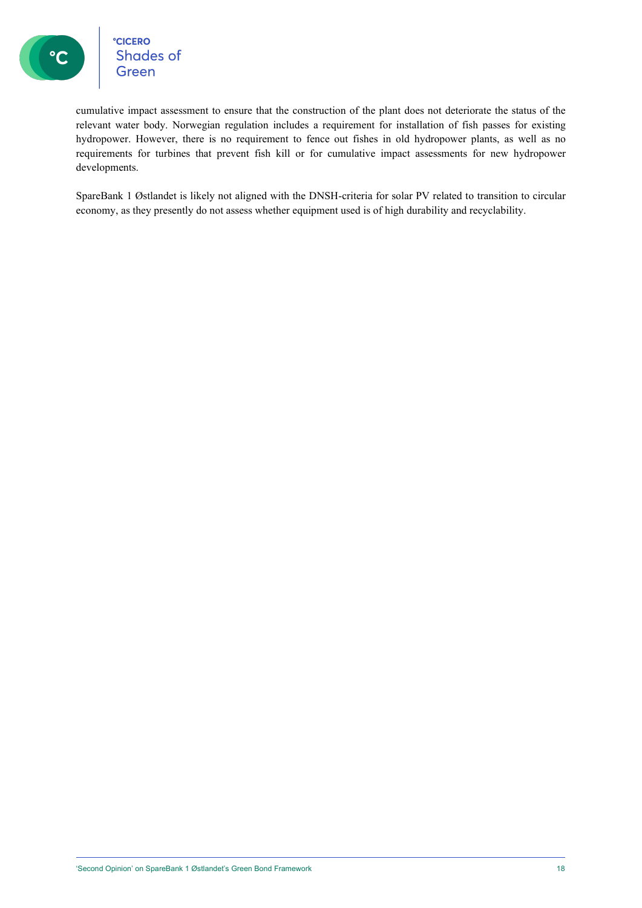cumulative impact assessment to ensure that the construction of the plant does not deteriorate the status of the relevant water body. Norwegian regulation includes a requirement for installation of fish passes for existing hydropower. However, there is no requirement to fence out fishes in old hydropower plants, as well as no requirements for turbines that prevent fish kill or for cumulative impact assessments for new hydropower developments.

SpareBank 1 Østlandet is likely not aligned with the DNSH-criteria for solar PV related to transition to circular economy, as they presently do not assess whether equipment used is of high durability and recyclability.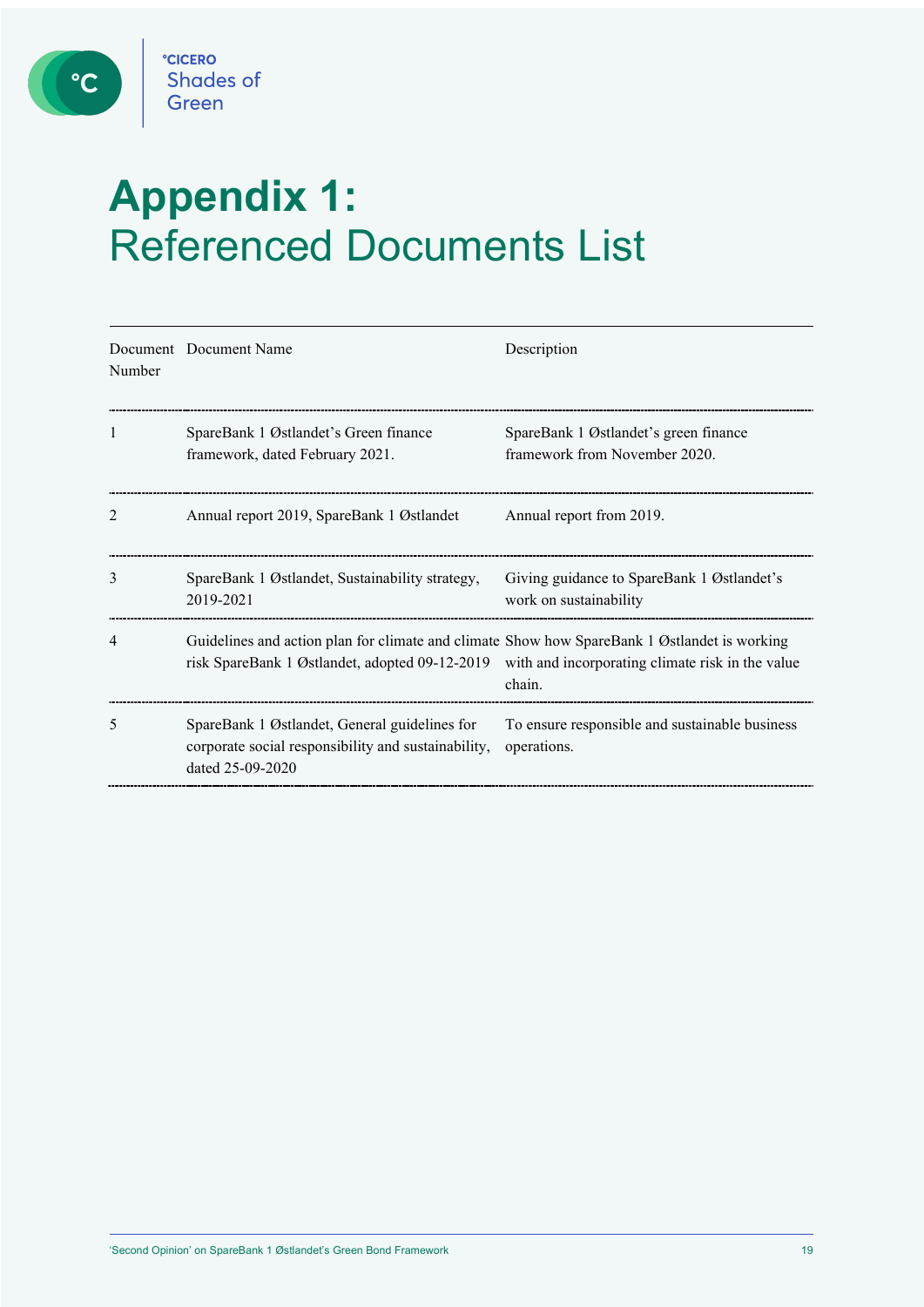# Appendix 1: Referenced Documents List

| Document Number | Document Name | Description |
|---|---|---|
| 1 | SpareBank 1 Østlandet's Green finance framework, dated February 2021. | SpareBank 1 Østlandet's green finance framework from November 2020. |
| 2 | Annual report 2019, SpareBank 1 Østlandet | Annual report from 2019. |
| 3 | SpareBank 1 Østlandet, Sustainability strategy, 2019-2021 | Giving guidance to SpareBank 1 Østlandet's work on sustainability |
| 4 | Guidelines and action plan for climate and climate risk SpareBank 1 Østlandet, adopted 09-12-2019 | Show how SpareBank 1 Østlandet is working with and incorporating climate risk in the value chain. |
| 5 | SpareBank 1 Østlandet, General guidelines for corporate social responsibility and sustainability, dated 25-09-2020 | To ensure responsible and sustainable business operations. |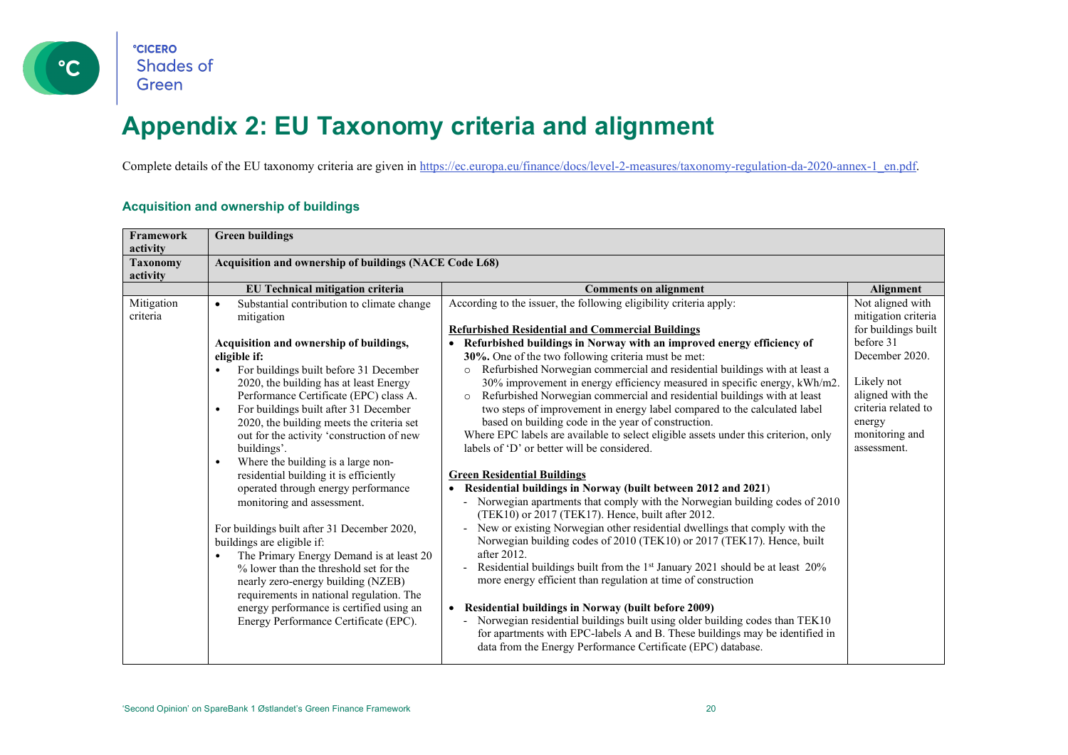# Appendix 2: EU Taxonomy criteria and alignment

Complete details of the EU taxonomy criteria are given in https://ec.europa.eu/finance/docs/level-2-measures/taxonomy-regulation-da-2020-annex-1_en.pdf.

### Acquisition and ownership of buildings

| **Framework activity** | **Green buildings** | | |
|---|---|---|---|
| **Taxonomy activity** | **Acquisition and ownership of buildings (NACE Code L68)** | | |
| | **EU Technical mitigation criteria** | **Comments on alignment** | **Alignment** |
| Mitigation criteria | • Substantial contribution to climate change mitigation<br><br>**Acquisition and ownership of buildings, eligible if:**<br>• For buildings built before 31 December 2020, the building has at least Energy Performance Certificate (EPC) class A.<br>• For buildings built after 31 December 2020, the building meets the criteria set out for the activity 'construction of new buildings'.<br>• Where the building is a large non-residential building it is efficiently operated through energy performance monitoring and assessment.<br><br>For buildings built after 31 December 2020, buildings are eligible if:<br>• The Primary Energy Demand is at least 20 % lower than the threshold set for the nearly zero-energy building (NZEB) requirements in national regulation. The energy performance is certified using an Energy Performance Certificate (EPC). | According to the issuer, the following eligibility criteria apply:<br><br>**Refurbished Residential and Commercial Buildings**<br>• **Refurbished buildings in Norway with an improved energy efficiency of 30%.** One of the two following criteria must be met:<br>  ○ Refurbished Norwegian commercial and residential buildings with at least a 30% improvement in energy efficiency measured in specific energy, kWh/m2.<br>  ○ Refurbished Norwegian commercial and residential buildings with at least two steps of improvement in energy label compared to the calculated label based on building code in the year of construction.<br>Where EPC labels are available to select eligible assets under this criterion, only labels of 'D' or better will be considered.<br><br>**Green Residential Buildings**<br>• **Residential buildings in Norway (built between 2012 and 2021**)<br>  - Norwegian apartments that comply with the Norwegian building codes of 2010 (TEK10) or 2017 (TEK17). Hence, built after 2012.<br>  - New or existing Norwegian other residential dwellings that comply with the Norwegian building codes of 2010 (TEK10) or 2017 (TEK17). Hence, built after 2012.<br>  - Residential buildings built from the 1st January 2021 should be at least 20% more energy efficient than regulation at time of construction<br><br>• **Residential buildings in Norway (built before 2009)**<br>  - Norwegian residential buildings built using older building codes than TEK10 for apartments with EPC-labels A and B. These buildings may be identified in data from the Energy Performance Certificate (EPC) database. | Not aligned with mitigation criteria for buildings built before 31 December 2020.<br><br>Likely not aligned with the criteria related to energy monitoring and assessment. |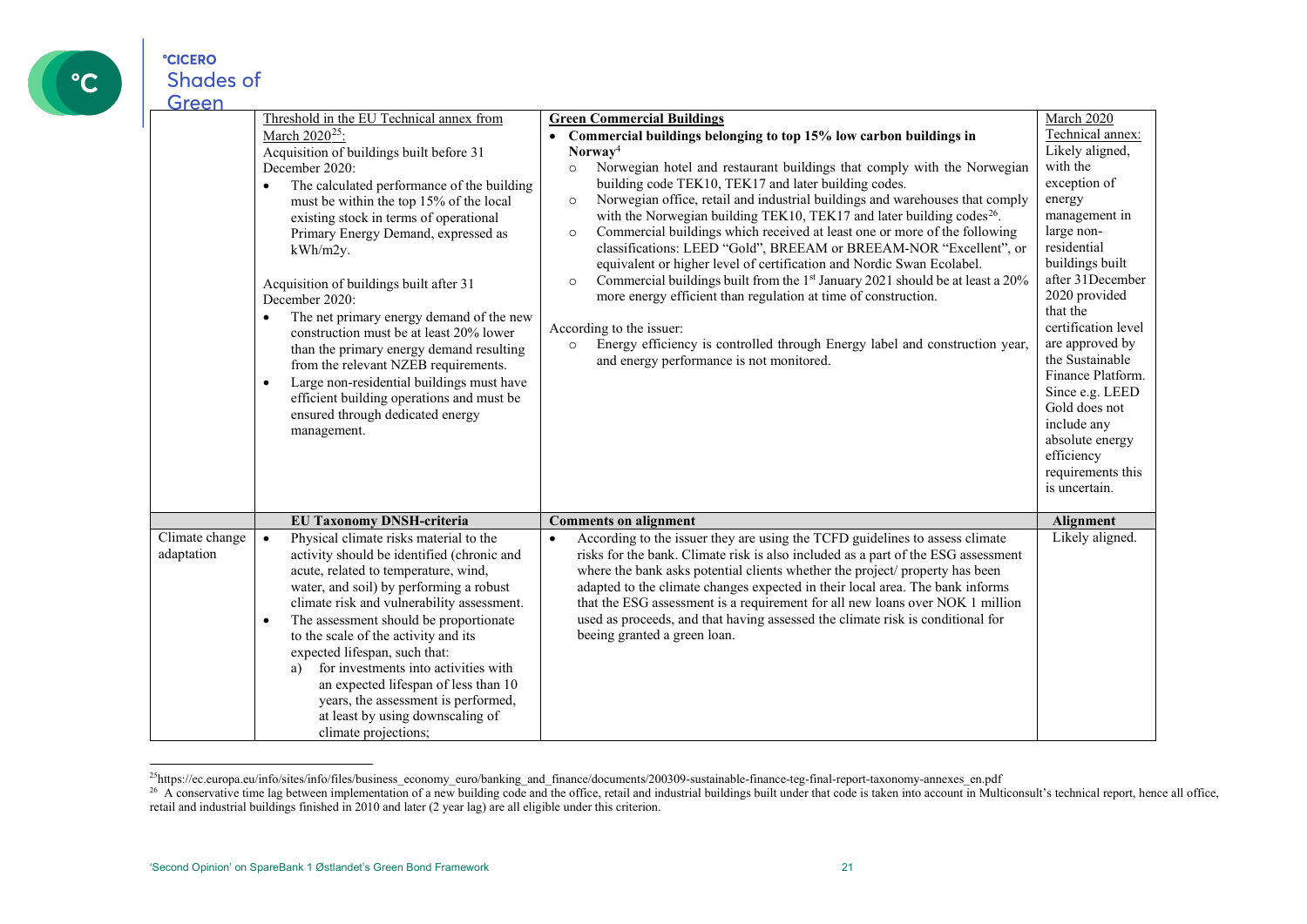| | | | |
|---|---|---|---|
| | Threshold in the EU Technical annex from March 2020[25]:<br><br>Acquisition of buildings built before 31 December 2020:<br>• The calculated performance of the building must be within the top 15% of the local existing stock in terms of operational Primary Energy Demand, expressed as kWh/m2y.<br><br>Acquisition of buildings built after 31 December 2020:<br>• The net primary energy demand of the new construction must be at least 20% lower than the primary energy demand resulting from the relevant NZEB requirements.<br>• Large non-residential buildings must have efficient building operations and must be ensured through dedicated energy management. | **Green Commercial Buildings**<br>• **Commercial buildings belonging to top 15% low carbon buildings in Norway**[4]<br>  ○ Norwegian hotel and restaurant buildings that comply with the Norwegian building code TEK10, TEK17 and later building codes.<br>  ○ Norwegian office, retail and industrial buildings and warehouses that comply with the Norwegian building TEK10, TEK17 and later building codes[26].<br>  ○ Commercial buildings which received at least one or more of the following classifications: LEED "Gold", BREEAM or BREEAM-NOR "Excellent", or equivalent or higher level of certification and Nordic Swan Ecolabel.<br>  ○ Commercial buildings built from the 1st January 2021 should be at least a 20% more energy efficient than regulation at time of construction.<br><br>According to the issuer:<br>  ○ Energy efficiency is controlled through Energy label and construction year, and energy performance is not monitored. | March 2020 Technical annex: Likely aligned, with the exception of energy management in large non-residential buildings built after 31December 2020 provided that the certification level are approved by the Sustainable Finance Platform. Since e.g. LEED Gold does not include any absolute energy efficiency requirements this is uncertain. |
| | **EU Taxonomy DNSH-criteria** | **Comments on alignment** | **Alignment** |
| Climate change adaptation | • Physical climate risks material to the activity should be identified (chronic and acute, related to temperature, wind, water, and soil) by performing a robust climate risk and vulnerability assessment.<br>• The assessment should be proportionate to the scale of the activity and its expected lifespan, such that:<br>  a) for investments into activities with an expected lifespan of less than 10 years, the assessment is performed, at least by using downscaling of climate projections; | • According to the issuer they are using the TCFD guidelines to assess climate risks for the bank. Climate risk is also included as a part of the ESG assessment where the bank asks potential clients whether the project/ property has been adapted to the climate changes expected in their local area. The bank informs that the ESG assessment is a requirement for all new loans over NOK 1 million used as proceeds, and that having assessed the climate risk is conditional for beeing granted a green loan. | Likely aligned. |

[25] https://ec.europa.eu/info/sites/info/files/business_economy_euro/banking_and_finance/documents/200309-sustainable-finance-teg-final-report-taxonomy-annexes_en.pdf

[26] A conservative time lag between implementation of a new building code and the office, retail and industrial buildings built under that code is taken into account in Multiconsult's technical report, hence all office, retail and industrial buildings finished in 2010 and later (2 year lag) are all eligible under this criterion.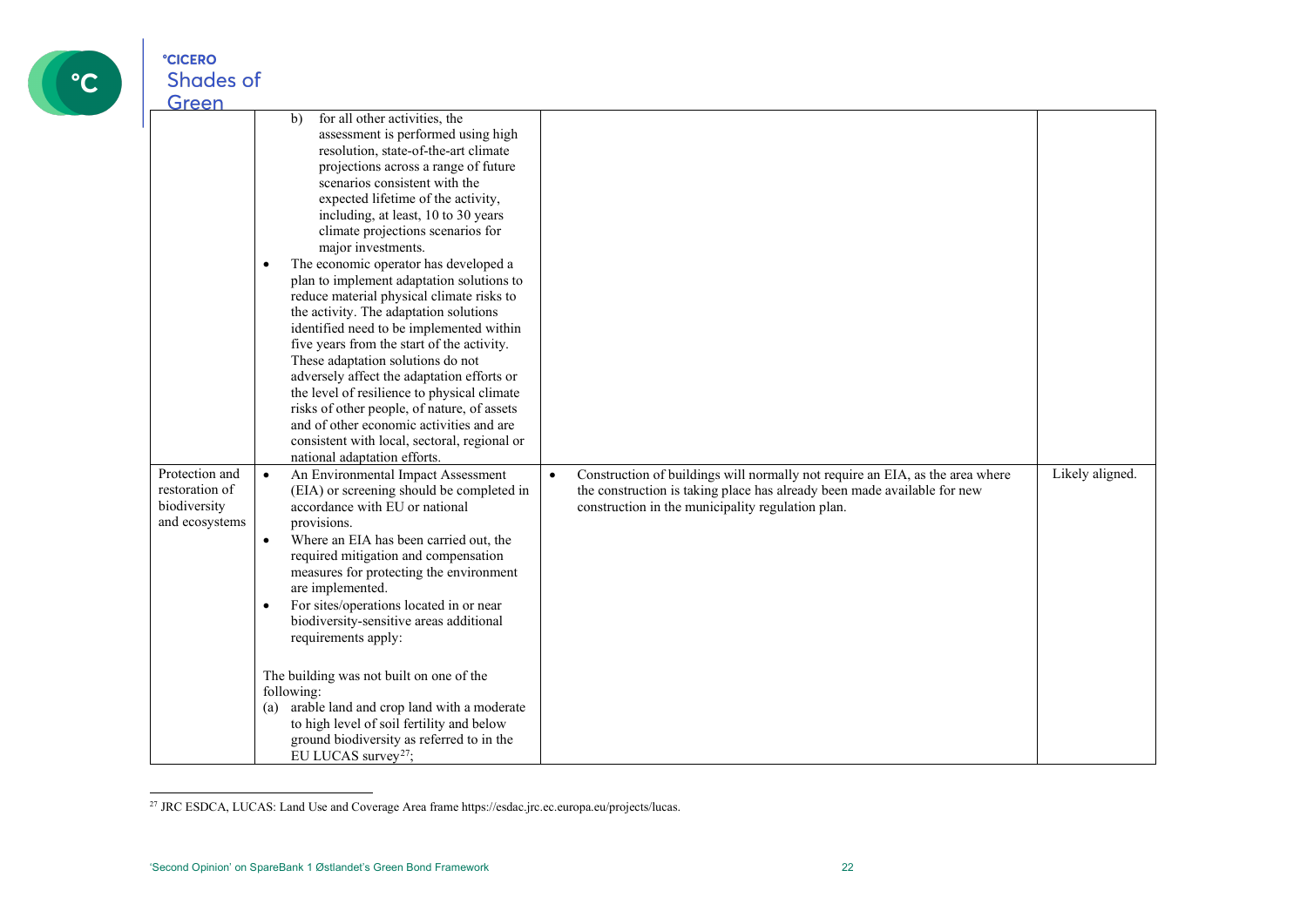| | | | |
|---|---|---|---|
| | b) for all other activities, the assessment is performed using high resolution, state-of-the-art climate projections across a range of future scenarios consistent with the expected lifetime of the activity, including, at least, 10 to 30 years climate projections scenarios for major investments.<br>• The economic operator has developed a plan to implement adaptation solutions to reduce material physical climate risks to the activity. The adaptation solutions identified need to be implemented within five years from the start of the activity. These adaptation solutions do not adversely affect the adaptation efforts or the level of resilience to physical climate risks of other people, of nature, of assets and of other economic activities and are consistent with local, sectoral, regional or national adaptation efforts. | | |
| Protection and restoration of biodiversity and ecosystems | • An Environmental Impact Assessment (EIA) or screening should be completed in accordance with EU or national provisions.<br>• Where an EIA has been carried out, the required mitigation and compensation measures for protecting the environment are implemented.<br>• For sites/operations located in or near biodiversity-sensitive areas additional requirements apply:<br><br>The building was not built on one of the following:<br>(a) arable land and crop land with a moderate to high level of soil fertility and below ground biodiversity as referred to in the EU LUCAS survey[27]; | • Construction of buildings will normally not require an EIA, as the area where the construction is taking place has already been made available for new construction in the municipality regulation plan. | Likely aligned. |

[27] JRC ESDCA, LUCAS: Land Use and Coverage Area frame https://esdac.jrc.ec.europa.eu/projects/lucas.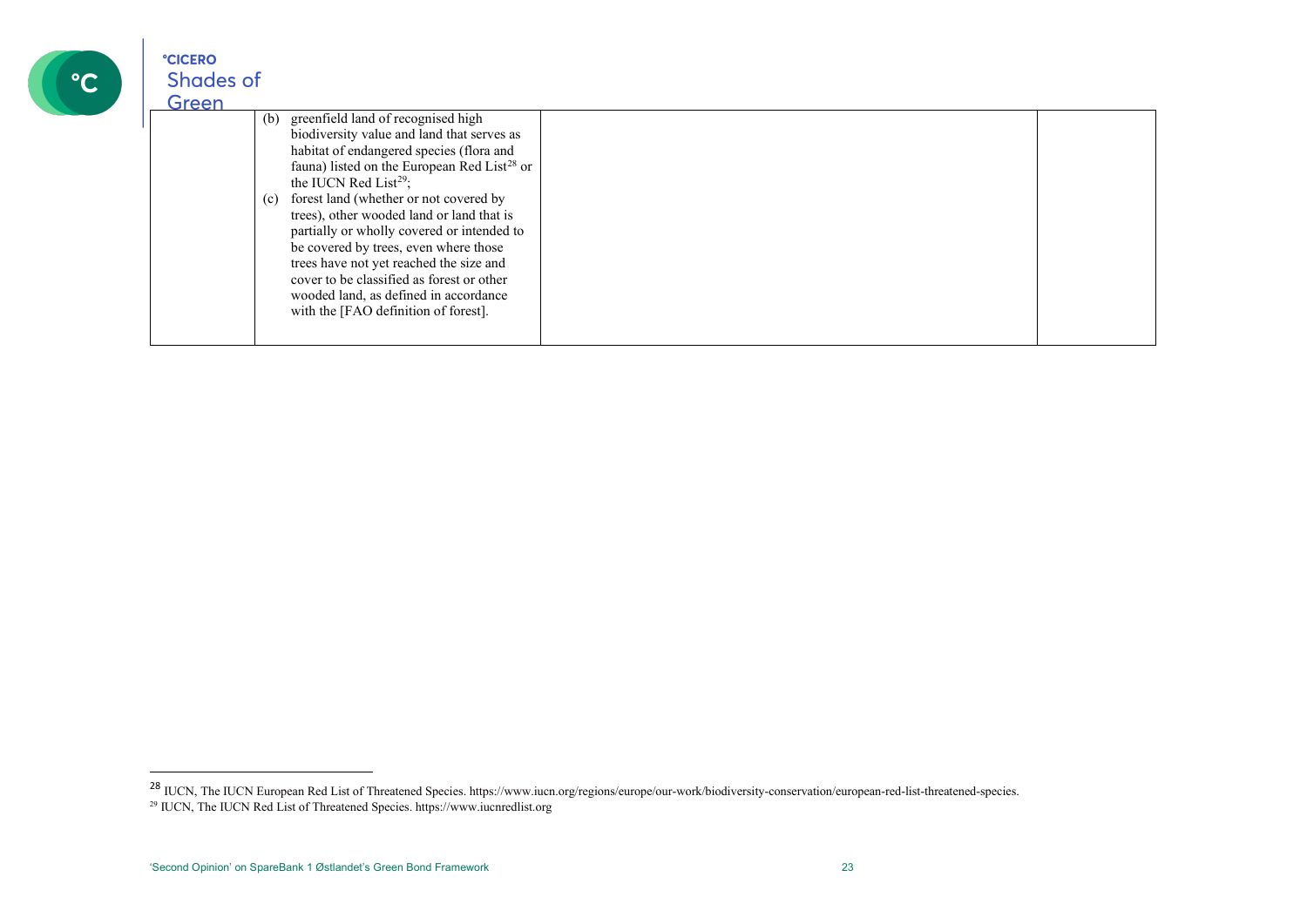| | | | |
|---|---|---|---|
| | (b) greenfield land of recognised high biodiversity value and land that serves as habitat of endangered species (flora and fauna) listed on the European Red List[28] or the IUCN Red List[29];<br>(c) forest land (whether or not covered by trees), other wooded land or land that is partially or wholly covered or intended to be covered by trees, even where those trees have not yet reached the size and cover to be classified as forest or other wooded land, as defined in accordance with the [FAO definition of forest]. | | |

[28] IUCN, The IUCN European Red List of Threatened Species. https://www.iucn.org/regions/europe/our-work/biodiversity-conservation/european-red-list-threatened-species.

[29] IUCN, The IUCN Red List of Threatened Species. https://www.iucnredlist.org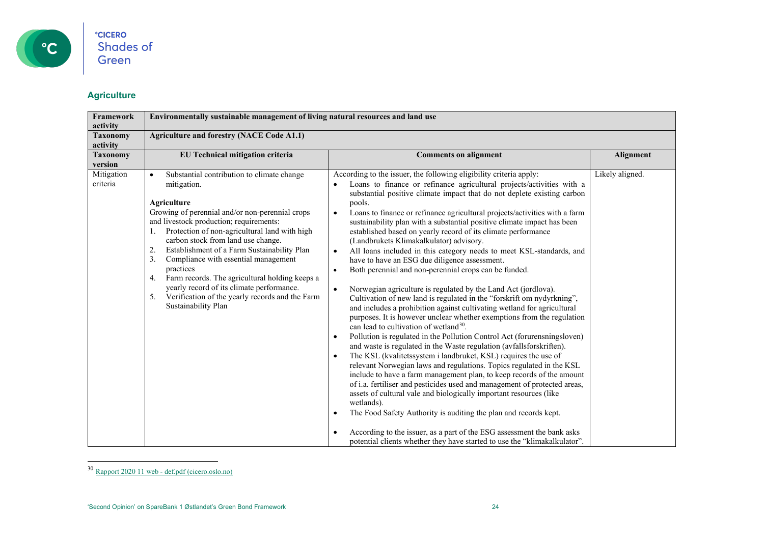## Agriculture

| Framework activity | Environmentally sustainable management of living natural resources and land use | | |
|---|---|---|---|
| Taxonomy activity | Agriculture and forestry (NACE Code A1.1) | | |
| Taxonomy version | EU Technical mitigation criteria | Comments on alignment | Alignment |
| Mitigation criteria | • Substantial contribution to climate change mitigation.<br><br>**Agriculture**<br>Growing of perennial and/or non-perennial crops and livestock production; requirements:<br>1. Protection of non-agricultural land with high carbon stock from land use change.<br>2. Establishment of a Farm Sustainability Plan<br>3. Compliance with essential management practices<br>4. Farm records. The agricultural holding keeps a yearly record of its climate performance.<br>5. Verification of the yearly records and the Farm Sustainability Plan | According to the issuer, the following eligibility criteria apply:<br>• Loans to finance or refinance agricultural projects/activities with a substantial positive climate impact that do not deplete existing carbon pools.<br>• Loans to finance or refinance agricultural projects/activities with a farm sustainability plan with a substantial positive climate impact has been established based on yearly record of its climate performance (Landbrukets Klimakalkulator) advisory.<br>• All loans included in this category needs to meet KSL-standards, and have to have an ESG due diligence assessment.<br>• Both perennial and non-perennial crops can be funded.<br><br>• Norwegian agriculture is regulated by the Land Act (jordlova). Cultivation of new land is regulated in the "forskrift om nydyrkning", and includes a prohibition against cultivating wetland for agricultural purposes. It is however unclear whether exemptions from the regulation can lead to cultivation of wetland[30].<br>• Pollution is regulated in the Pollution Control Act (forurensningsloven) and waste is regulated in the Waste regulation (avfallsforskriften).<br>• The KSL (kvalitetssystem i landbruket, KSL) requires the use of relevant Norwegian laws and regulations. Topics regulated in the KSL include to have a farm management plan, to keep records of the amount of i.a. fertiliser and pesticides used and management of protected areas, assets of cultural vale and biologically important resources (like wetlands).<br>• The Food Safety Authority is auditing the plan and records kept.<br><br>• According to the issuer, as a part of the ESG assessment the bank asks potential clients whether they have started to use the "klimakalkulator". | Likely aligned. |

[30] Rapport 2020 11 web - def.pdf (cicero.oslo.no)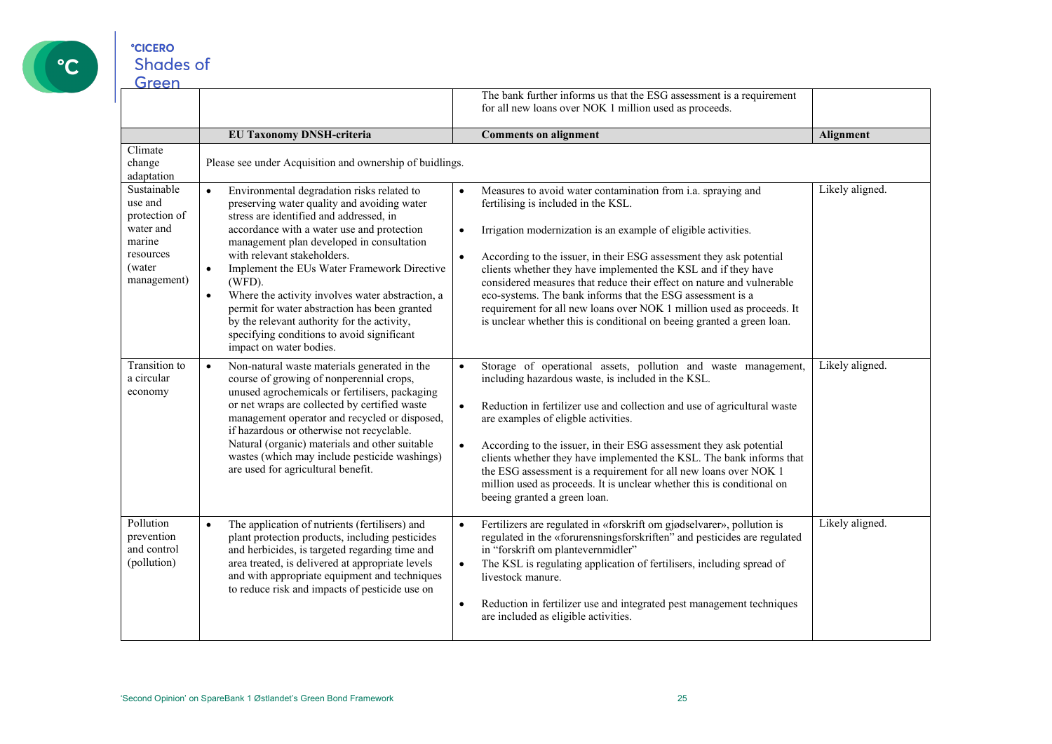| | | | |
|---|---|---|---|
| | | The bank further informs us that the ESG assessment is a requirement for all new loans over NOK 1 million used as proceeds. | |
| | **EU Taxonomy DNSH-criteria** | **Comments on alignment** | **Alignment** |
| Climate change adaptation | Please see under Acquisition and ownership of buidlings. | | |
| Sustainable use and protection of water and marine resources (water management) | • Environmental degradation risks related to preserving water quality and avoiding water stress are identified and addressed, in accordance with a water use and protection management plan developed in consultation with relevant stakeholders.<br>• Implement the EUs Water Framework Directive (WFD).<br>• Where the activity involves water abstraction, a permit for water abstraction has been granted by the relevant authority for the activity, specifying conditions to avoid significant impact on water bodies. | • Measures to avoid water contamination from i.a. spraying and fertilising is included in the KSL.<br>• Irrigation modernization is an example of eligible activities.<br>• According to the issuer, in their ESG assessment they ask potential clients whether they have implemented the KSL and if they have considered measures that reduce their effect on nature and vulnerable eco-systems. The bank informs that the ESG assessment is a requirement for all new loans over NOK 1 million used as proceeds. It is unclear whether this is conditional on beeing granted a green loan. | Likely aligned. |
| Transition to a circular economy | • Non-natural waste materials generated in the course of growing of nonperennial crops, unused agrochemicals or fertilisers, packaging or net wraps are collected by certified waste management operator and recycled or disposed, if hazardous or otherwise not recyclable. Natural (organic) materials and other suitable wastes (which may include pesticide washings) are used for agricultural benefit. | • Storage of operational assets, pollution and waste management, including hazardous waste, is included in the KSL.<br>• Reduction in fertilizer use and collection and use of agricultural waste are examples of eligble activities.<br>• According to the issuer, in their ESG assessment they ask potential clients whether they have implemented the KSL. The bank informs that the ESG assessment is a requirement for all new loans over NOK 1 million used as proceeds. It is unclear whether this is conditional on beeing granted a green loan. | Likely aligned. |
| Pollution prevention and control (pollution) | • The application of nutrients (fertilisers) and plant protection products, including pesticides and herbicides, is targeted regarding time and area treated, is delivered at appropriate levels and with appropriate equipment and techniques to reduce risk and impacts of pesticide use on | • Fertilizers are regulated in «forskrift om gjødselvarer», pollution is regulated in the «forurensningsforskriften" and pesticides are regulated in "forskrift om plantevernmidler"<br>• The KSL is regulating application of fertilisers, including spread of livestock manure.<br>• Reduction in fertilizer use and integrated pest management techniques are included as eligible activities. | Likely aligned. |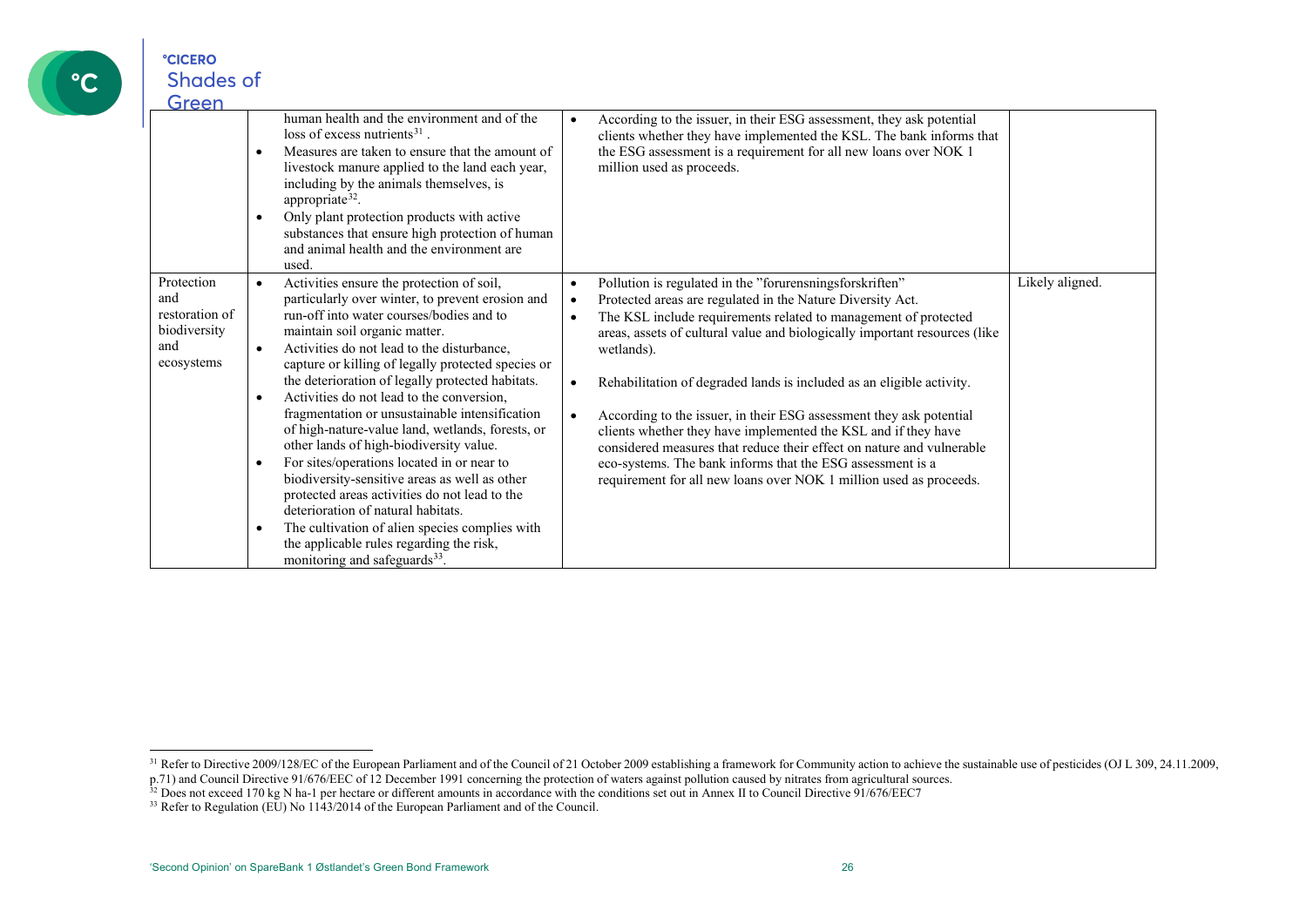| | | | |
|---|---|---|---|
| | human health and the environment and of the loss of excess nutrients[31] .<br>• Measures are taken to ensure that the amount of livestock manure applied to the land each year, including by the animals themselves, is appropriate[32].<br>• Only plant protection products with active substances that ensure high protection of human and animal health and the environment are used. | • According to the issuer, in their ESG assessment, they ask potential clients whether they have implemented the KSL. The bank informs that the ESG assessment is a requirement for all new loans over NOK 1 million used as proceeds. | |
| Protection and restoration of biodiversity and ecosystems | • Activities ensure the protection of soil, particularly over winter, to prevent erosion and run-off into water courses/bodies and to maintain soil organic matter.<br>• Activities do not lead to the disturbance, capture or killing of legally protected species or the deterioration of legally protected habitats.<br>• Activities do not lead to the conversion, fragmentation or unsustainable intensification of high-nature-value land, wetlands, forests, or other lands of high-biodiversity value.<br>• For sites/operations located in or near to biodiversity-sensitive areas as well as other protected areas activities do not lead to the deterioration of natural habitats.<br>• The cultivation of alien species complies with the applicable rules regarding the risk, monitoring and safeguards[33]. | • Pollution is regulated in the "forurensningsforskriften"<br>• Protected areas are regulated in the Nature Diversity Act.<br>• The KSL include requirements related to management of protected areas, assets of cultural value and biologically important resources (like wetlands).<br>• Rehabilitation of degraded lands is included as an eligible activity.<br>• According to the issuer, in their ESG assessment they ask potential clients whether they have implemented the KSL and if they have considered measures that reduce their effect on nature and vulnerable eco-systems. The bank informs that the ESG assessment is a requirement for all new loans over NOK 1 million used as proceeds. | Likely aligned. |

[31] Refer to Directive 2009/128/EC of the European Parliament and of the Council of 21 October 2009 establishing a framework for Community action to achieve the sustainable use of pesticides (OJ L 309, 24.11.2009, p.71) and Council Directive 91/676/EEC of 12 December 1991 concerning the protection of waters against pollution caused by nitrates from agricultural sources.

[32] Does not exceed 170 kg N ha-1 per hectare or different amounts in accordance with the conditions set out in Annex II to Council Directive 91/676/EEC7

[33] Refer to Regulation (EU) No 1143/2014 of the European Parliament and of the Council.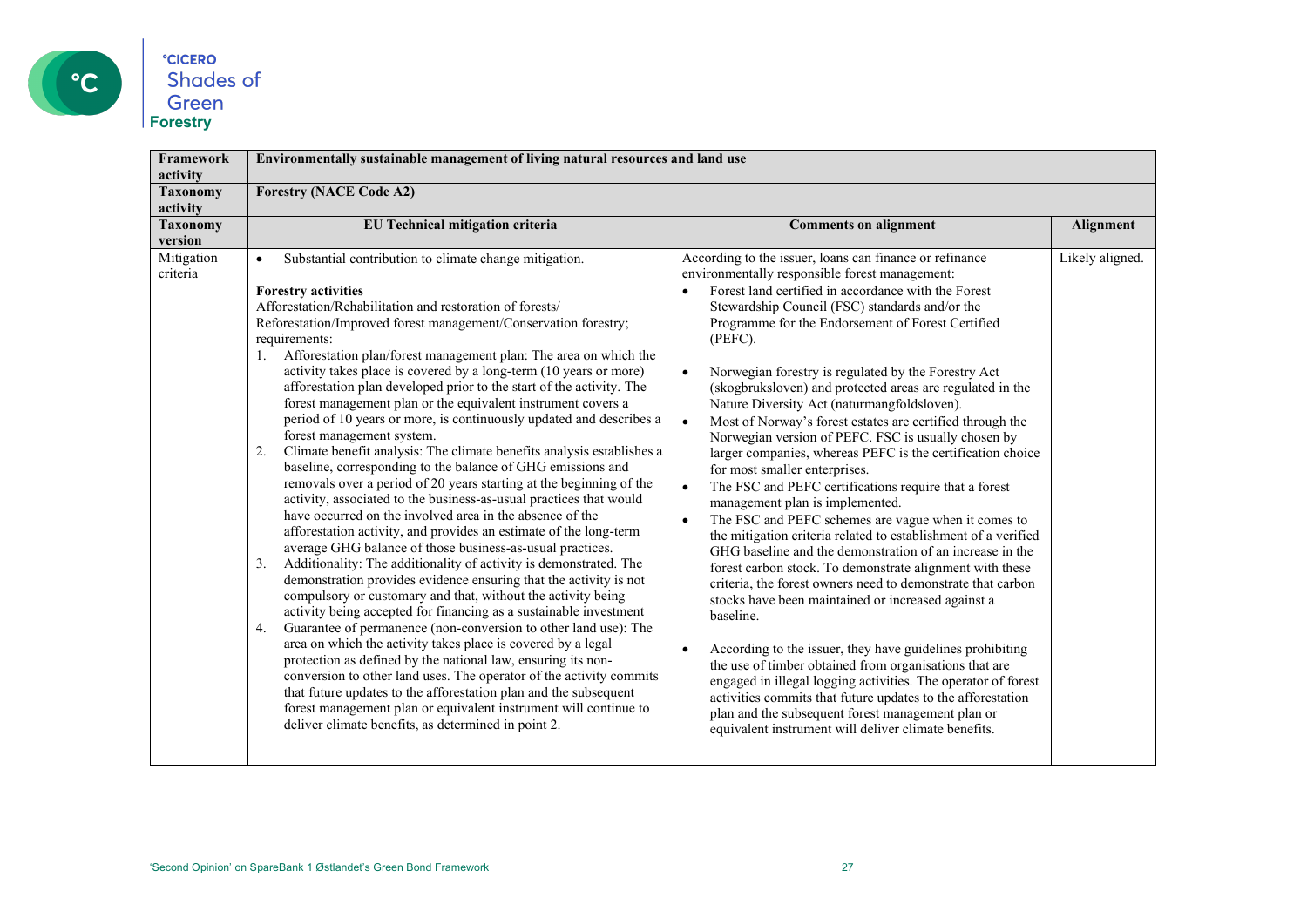| Framework activity | Environmentally sustainable management of living natural resources and land use | | |
|---|---|---|---|
| **Taxonomy activity** | **Forestry (NACE Code A2)** | | |
| **Taxonomy version** | **EU Technical mitigation criteria** | **Comments on alignment** | **Alignment** |
| Mitigation criteria | • Substantial contribution to climate change mitigation.<br><br>**Forestry activities**<br>Afforestation/Rehabilitation and restoration of forests/ Reforestation/Improved forest management/Conservation forestry; requirements:<br>1. Afforestation plan/forest management plan: The area on which the activity takes place is covered by a long-term (10 years or more) afforestation plan developed prior to the start of the activity. The forest management plan or the equivalent instrument covers a period of 10 years or more, is continuously updated and describes a forest management system.<br>2. Climate benefit analysis: The climate benefits analysis establishes a baseline, corresponding to the balance of GHG emissions and removals over a period of 20 years starting at the beginning of the activity, associated to the business-as-usual practices that would have occurred on the involved area in the absence of the afforestation activity, and provides an estimate of the long-term average GHG balance of those business-as-usual practices.<br>3. Additionality: The additionality of activity is demonstrated. The demonstration provides evidence ensuring that the activity is not compulsory or customary and that, without the activity being activity being accepted for financing as a sustainable investment<br>4. Guarantee of permanence (non-conversion to other land use): The area on which the activity takes place is covered by a legal protection as defined by the national law, ensuring its non-conversion to other land uses. The operator of the activity commits that future updates to the afforestation plan and the subsequent forest management plan or equivalent instrument will continue to deliver climate benefits, as determined in point 2. | According to the issuer, loans can finance or refinance environmentally responsible forest management:<br>• Forest land certified in accordance with the Forest Stewardship Council (FSC) standards and/or the Programme for the Endorsement of Forest Certified (PEFC).<br><br>• Norwegian forestry is regulated by the Forestry Act (skogbruksloven) and protected areas are regulated in the Nature Diversity Act (naturmangfoldsloven).<br>• Most of Norway's forest estates are certified through the Norwegian version of PEFC. FSC is usually chosen by larger companies, whereas PEFC is the certification choice for most smaller enterprises.<br>• The FSC and PEFC certifications require that a forest management plan is implemented.<br>• The FSC and PEFC schemes are vague when it comes to the mitigation criteria related to establishment of a verified GHG baseline and the demonstration of an increase in the forest carbon stock. To demonstrate alignment with these criteria, the forest owners need to demonstrate that carbon stocks have been maintained or increased against a baseline.<br><br>• According to the issuer, they have guidelines prohibiting the use of timber obtained from organisations that are engaged in illegal logging activities. The operator of forest activities commits that future updates to the afforestation plan and the subsequent forest management plan or equivalent instrument will deliver climate benefits. | Likely aligned. |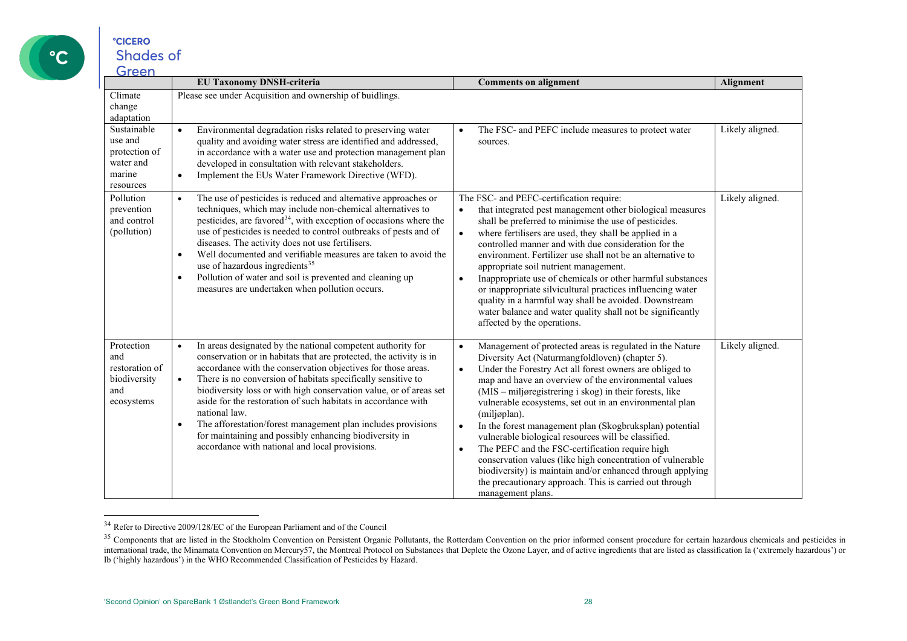| | EU Taxonomy DNSH-criteria | Comments on alignment | Alignment |
|---|---|---|---|
| Climate change adaptation | Please see under Acquisition and ownership of buidlings. | | |
| Sustainable use and protection of water and marine resources | • Environmental degradation risks related to preserving water quality and avoiding water stress are identified and addressed, in accordance with a water use and protection management plan developed in consultation with relevant stakeholders.<br>• Implement the EUs Water Framework Directive (WFD). | • The FSC- and PEFC include measures to protect water sources. | Likely aligned. |
| Pollution prevention and control (pollution) | • The use of pesticides is reduced and alternative approaches or techniques, which may include non-chemical alternatives to pesticides, are favored[34], with exception of occasions where the use of pesticides is needed to control outbreaks of pests and of diseases. The activity does not use fertilisers.<br>• Well documented and verifiable measures are taken to avoid the use of hazardous ingredients[35]<br>• Pollution of water and soil is prevented and cleaning up measures are undertaken when pollution occurs. | The FSC- and PEFC-certification require:<br>• that integrated pest management other biological measures shall be preferred to minimise the use of pesticides.<br>• where fertilisers are used, they shall be applied in a controlled manner and with due consideration for the environment. Fertilizer use shall not be an alternative to appropriate soil nutrient management.<br>• Inappropriate use of chemicals or other harmful substances or inappropriate silvicultural practices influencing water quality in a harmful way shall be avoided. Downstream water balance and water quality shall not be significantly affected by the operations. | Likely aligned. |
| Protection and restoration of biodiversity and ecosystems | • In areas designated by the national competent authority for conservation or in habitats that are protected, the activity is in accordance with the conservation objectives for those areas.<br>• There is no conversion of habitats specifically sensitive to biodiversity loss or with high conservation value, or of areas set aside for the restoration of such habitats in accordance with national law.<br>• The afforestation/forest management plan includes provisions for maintaining and possibly enhancing biodiversity in accordance with national and local provisions. | • Management of protected areas is regulated in the Nature Diversity Act (Naturmangfoldloven) (chapter 5).<br>• Under the Forestry Act all forest owners are obliged to map and have an overview of the environmental values (MIS – miljøregistrering i skog) in their forests, like vulnerable ecosystems, set out in an environmental plan (miljøplan).<br>• In the forest management plan (Skogbruksplan) potential vulnerable biological resources will be classified.<br>• The PEFC and the FSC-certification require high conservation values (like high concentration of vulnerable biodiversity) is maintain and/or enhanced through applying the precautionary approach. This is carried out through management plans. | Likely aligned. |

[34] Refer to Directive 2009/128/EC of the European Parliament and of the Council

[35] Components that are listed in the Stockholm Convention on Persistent Organic Pollutants, the Rotterdam Convention on the prior informed consent procedure for certain hazardous chemicals and pesticides in international trade, the Minamata Convention on Mercury57, the Montreal Protocol on Substances that Deplete the Ozone Layer, and of active ingredients that are listed as classification Ia ('extremely hazardous') or Ib ('highly hazardous') in the WHO Recommended Classification of Pesticides by Hazard.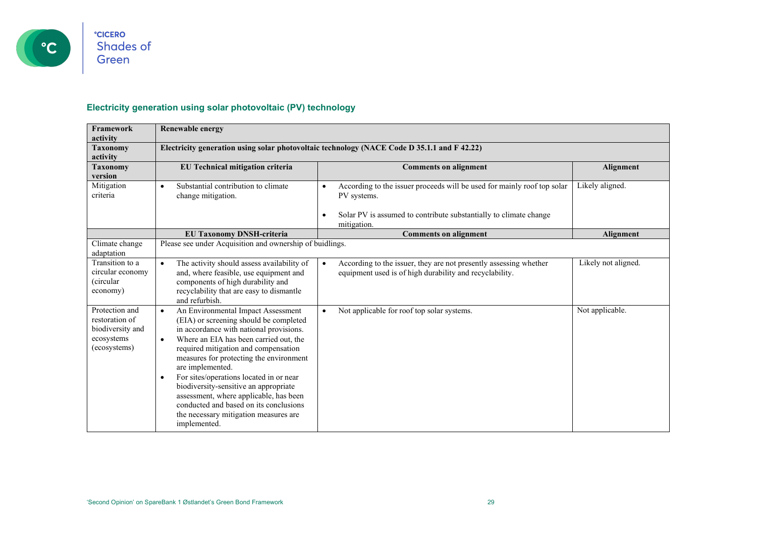### Electricity generation using solar photovoltaic (PV) technology

| Framework activity | Renewable energy | | |
|---|---|---|---|
| Taxonomy activity | Electricity generation using solar photovoltaic technology (NACE Code D 35.1.1 and F 42.22) | | |
| Taxonomy version | EU Technical mitigation criteria | Comments on alignment | Alignment |
| Mitigation criteria | • Substantial contribution to climate change mitigation. | • According to the issuer proceeds will be used for mainly roof top solar PV systems.<br>• Solar PV is assumed to contribute substantially to climate change mitigation. | Likely aligned. |
| | EU Taxonomy DNSH-criteria | Comments on alignment | Alignment |
| Climate change adaptation | Please see under Acquisition and ownership of buidlings. | | |
| Transition to a circular economy (circular economy) | • The activity should assess availability of and, where feasible, use equipment and components of high durability and recyclability that are easy to dismantle and refurbish. | • According to the issuer, they are not presently assessing whether equipment used is of high durability and recyclability. | Likely not aligned. |
| Protection and restoration of biodiversity and ecosystems (ecosystems) | • An Environmental Impact Assessment (EIA) or screening should be completed in accordance with national provisions.<br>• Where an EIA has been carried out, the required mitigation and compensation measures for protecting the environment are implemented.<br>• For sites/operations located in or near biodiversity-sensitive an appropriate assessment, where applicable, has been conducted and based on its conclusions the necessary mitigation measures are implemented. | • Not applicable for roof top solar systems. | Not applicable. |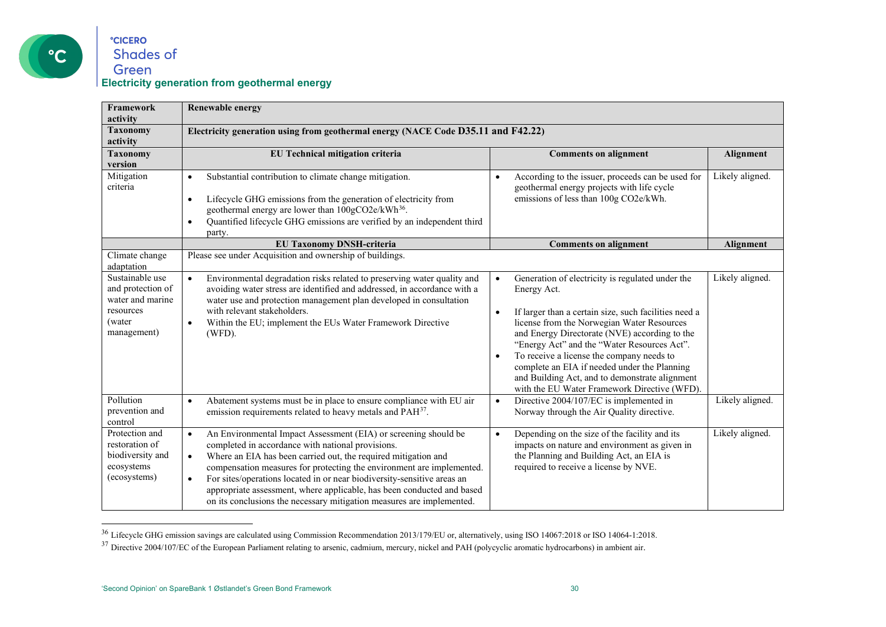## Electricity generation from geothermal energy

| Framework activity | Renewable energy | | |
|---|---|---|---|
| **Taxonomy activity** | **Electricity generation using from geothermal energy (NACE Code D35.11 and F42.22)** | | |
| **Taxonomy version** | **EU Technical mitigation criteria** | **Comments on alignment** | **Alignment** |
| Mitigation criteria | • Substantial contribution to climate change mitigation.<br>• Lifecycle GHG emissions from the generation of electricity from geothermal energy are lower than 100gCO2e/kWh[36].<br>• Quantified lifecycle GHG emissions are verified by an independent third party. | • According to the issuer, proceeds can be used for geothermal energy projects with life cycle emissions of less than 100g CO2e/kWh. | Likely aligned. |
| | **EU Taxonomy DNSH-criteria** | **Comments on alignment** | **Alignment** |
| Climate change adaptation | Please see under Acquisition and ownership of buildings. | | |
| Sustainable use and protection of water and marine resources (water management) | • Environmental degradation risks related to preserving water quality and avoiding water stress are identified and addressed, in accordance with a water use and protection management plan developed in consultation with relevant stakeholders.<br>• Within the EU; implement the EUs Water Framework Directive (WFD). | • Generation of electricity is regulated under the Energy Act.<br>• If larger than a certain size, such facilities need a license from the Norwegian Water Resources and Energy Directorate (NVE) according to the "Energy Act" and the "Water Resources Act".<br>• To receive a license the company needs to complete an EIA if needed under the Planning and Building Act, and to demonstrate alignment with the EU Water Framework Directive (WFD). | Likely aligned. |
| Pollution prevention and control | • Abatement systems must be in place to ensure compliance with EU air emission requirements related to heavy metals and PAH[37]. | • Directive 2004/107/EC is implemented in Norway through the Air Quality directive. | Likely aligned. |
| Protection and restoration of biodiversity and ecosystems (ecosystems) | • An Environmental Impact Assessment (EIA) or screening should be completed in accordance with national provisions.<br>• Where an EIA has been carried out, the required mitigation and compensation measures for protecting the environment are implemented.<br>• For sites/operations located in or near biodiversity-sensitive areas an appropriate assessment, where applicable, has been conducted and based on its conclusions the necessary mitigation measures are implemented. | • Depending on the size of the facility and its impacts on nature and environment as given in the Planning and Building Act, an EIA is required to receive a license by NVE. | Likely aligned. |

[36] Lifecycle GHG emission savings are calculated using Commission Recommendation 2013/179/EU or, alternatively, using ISO 14067:2018 or ISO 14064-1:2018.

[37] Directive 2004/107/EC of the European Parliament relating to arsenic, cadmium, mercury, nickel and PAH (polycyclic aromatic hydrocarbons) in ambient air.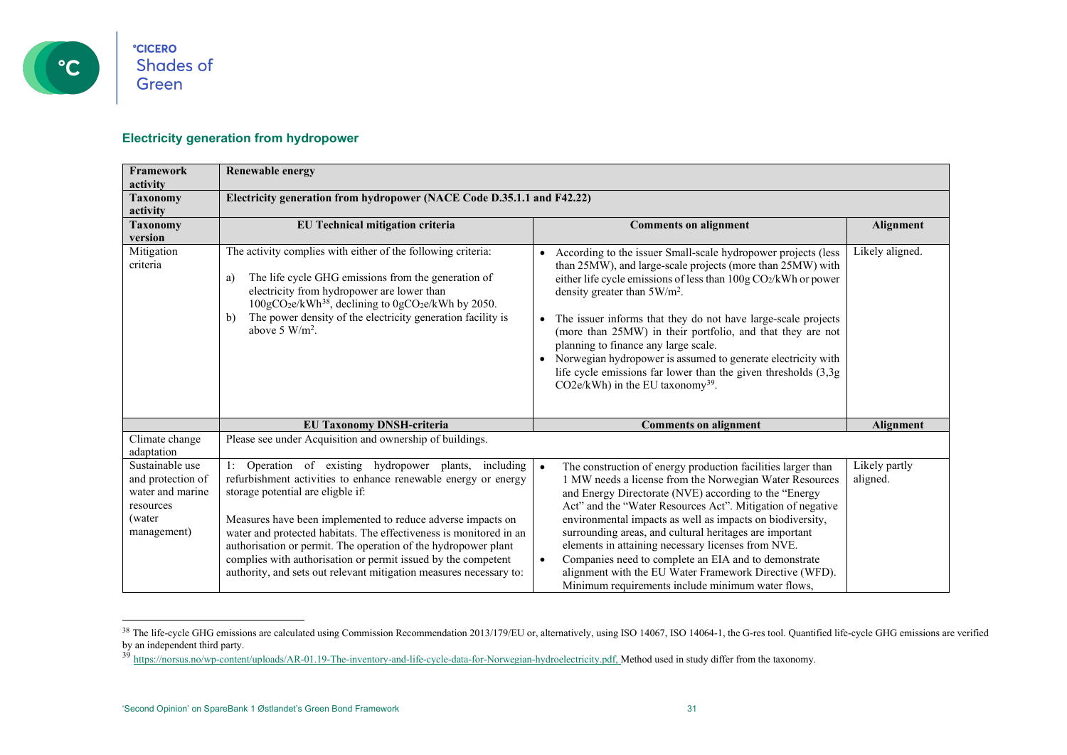### Electricity generation from hydropower

| Framework activity | Renewable energy | | |
|---|---|---|---|
| **Taxonomy activity** | **Electricity generation from hydropower (NACE Code D.35.1.1 and F42.22)** | | |
| **Taxonomy version** | **EU Technical mitigation criteria** | **Comments on alignment** | **Alignment** |
| Mitigation criteria | The activity complies with either of the following criteria:<br><br>a) The life cycle GHG emissions from the generation of electricity from hydropower are lower than $100gCO_2e/kWh$[38], declining to $0gCO_2e/kWh$ by 2050.<br>b) The power density of the electricity generation facility is above 5 $W/m^2$. | • According to the issuer Small-scale hydropower projects (less than 25MW), and large-scale projects (more than 25MW) with either life cycle emissions of less than 100g $CO_2/kWh$ or power density greater than $5W/m^2$.<br><br>• The issuer informs that they do not have large-scale projects (more than 25MW) in their portfolio, and that they are not planning to finance any large scale.<br>• Norwegian hydropower is assumed to generate electricity with life cycle emissions far lower than the given thresholds (3,3g $CO2e/kWh$) in the EU taxonomy[39]. | Likely aligned. |
| | **EU Taxonomy DNSH-criteria** | **Comments on alignment** | **Alignment** |
| Climate change adaptation | Please see under Acquisition and ownership of buildings. | | |
| Sustainable use and protection of water and marine resources (water management) | 1: Operation of existing hydropower plants, including refurbishment activities to enhance renewable energy or energy storage potential are eligble if:<br><br>Measures have been implemented to reduce adverse impacts on water and protected habitats. The effectiveness is monitored in an authorisation or permit. The operation of the hydropower plant complies with authorisation or permit issued by the competent authority, and sets out relevant mitigation measures necessary to: | • The construction of energy production facilities larger than 1 MW needs a license from the Norwegian Water Resources and Energy Directorate (NVE) according to the "Energy Act" and the "Water Resources Act". Mitigation of negative environmental impacts as well as impacts on biodiversity, surrounding areas, and cultural heritages are important elements in attaining necessary licenses from NVE.<br>• Companies need to complete an EIA and to demonstrate alignment with the EU Water Framework Directive (WFD). Minimum requirements include minimum water flows, | Likely partly aligned. |

[38] The life-cycle GHG emissions are calculated using Commission Recommendation 2013/179/EU or, alternatively, using ISO 14067, ISO 14064-1, the G-res tool. Quantified life-cycle GHG emissions are verified by an independent third party.

[39] https://norsus.no/wp-content/uploads/AR-01.19-The-inventory-and-life-cycle-data-for-Norwegian-hydroelectricity.pdf, Method used in study differ from the taxonomy.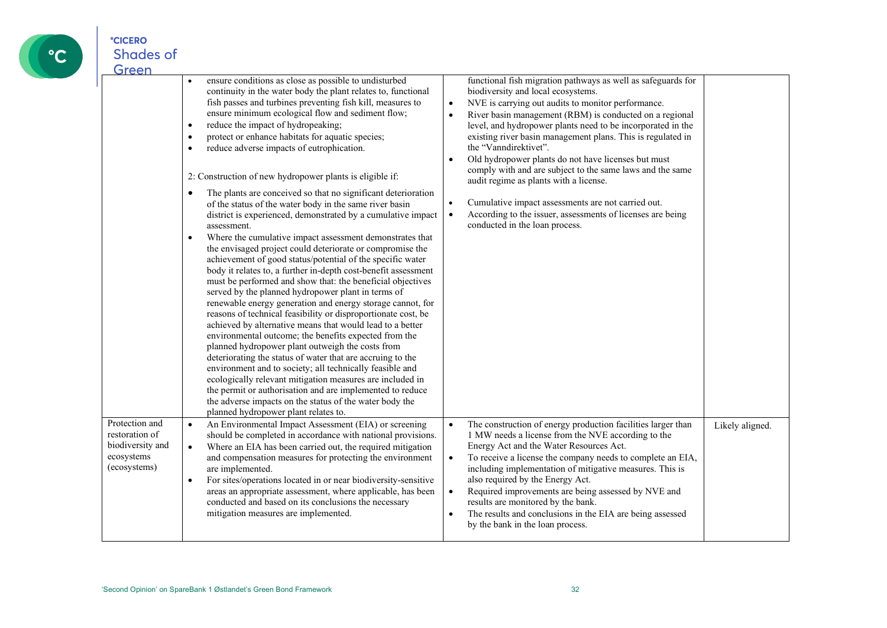| | | | |
|---|---|---|---|
| | • ensure conditions as close as possible to undisturbed continuity in the water body the plant relates to, functional fish passes and turbines preventing fish kill, measures to ensure minimum ecological flow and sediment flow;<br>• reduce the impact of hydropeaking;<br>• protect or enhance habitats for aquatic species;<br>• reduce adverse impacts of eutrophication.<br><br>2: Construction of new hydropower plants is eligible if:<br><br>• The plants are conceived so that no significant deterioration of the status of the water body in the same river basin district is experienced, demonstrated by a cumulative impact assessment.<br>• Where the cumulative impact assessment demonstrates that the envisaged project could deteriorate or compromise the achievement of good status/potential of the specific water body it relates to, a further in-depth cost-benefit assessment must be performed and show that: the beneficial objectives served by the planned hydropower plant in terms of renewable energy generation and energy storage cannot, for reasons of technical feasibility or disproportionate cost, be achieved by alternative means that would lead to a better environmental outcome; the benefits expected from the planned hydropower plant outweigh the costs from deteriorating the status of water that are accruing to the environment and to society; all technically feasible and ecologically relevant mitigation measures are included in the permit or authorisation and are implemented to reduce the adverse impacts on the status of the water body the planned hydropower plant relates to. | functional fish migration pathways as well as safeguards for biodiversity and local ecosystems.<br>• NVE is carrying out audits to monitor performance.<br>• River basin management (RBM) is conducted on a regional level, and hydropower plants need to be incorporated in the existing river basin management plans. This is regulated in the "Vanndirektivet".<br>• Old hydropower plants do not have licenses but must comply with and are subject to the same laws and the same audit regime as plants with a license.<br><br>• Cumulative impact assessments are not carried out.<br>• According to the issuer, assessments of licenses are being conducted in the loan process. | |
| Protection and restoration of biodiversity and ecosystems (ecosystems) | • An Environmental Impact Assessment (EIA) or screening should be completed in accordance with national provisions.<br>• Where an EIA has been carried out, the required mitigation and compensation measures for protecting the environment are implemented.<br>• For sites/operations located in or near biodiversity-sensitive areas an appropriate assessment, where applicable, has been conducted and based on its conclusions the necessary mitigation measures are implemented. | • The construction of energy production facilities larger than 1 MW needs a license from the NVE according to the Energy Act and the Water Resources Act.<br>• To receive a license the company needs to complete an EIA, including implementation of mitigative measures. This is also required by the Energy Act.<br>• Required improvements are being assessed by NVE and results are monitored by the bank.<br>• The results and conclusions in the EIA are being assessed by the bank in the loan process. | Likely aligned. |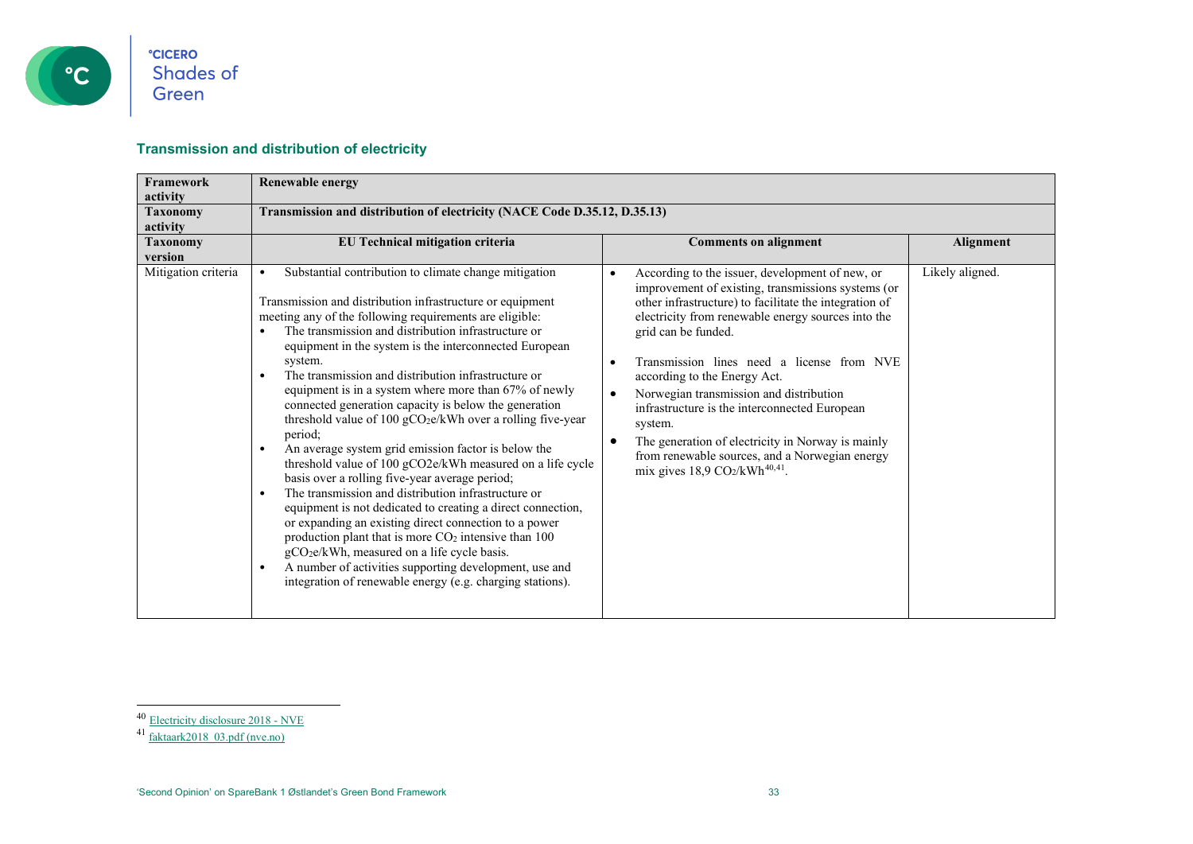### Transmission and distribution of electricity

| Framework activity | Renewable energy | | |
|---|---|---|---|
| Taxonomy activity | Transmission and distribution of electricity (NACE Code D.35.12, D.35.13) | | |
| Taxonomy version | EU Technical mitigation criteria | Comments on alignment | Alignment |
| Mitigation criteria | • Substantial contribution to climate change mitigation<br><br>Transmission and distribution infrastructure or equipment meeting any of the following requirements are eligible:<br>• The transmission and distribution infrastructure or equipment in the system is the interconnected European system.<br>• The transmission and distribution infrastructure or equipment is in a system where more than 67% of newly connected generation capacity is below the generation threshold value of 100 $gCO_2e/kWh$ over a rolling five-year period;<br>• An average system grid emission factor is below the threshold value of 100 gCO2e/kWh measured on a life cycle basis over a rolling five-year average period;<br>• The transmission and distribution infrastructure or equipment is not dedicated to creating a direct connection, or expanding an existing direct connection to a power production plant that is more $CO_2$ intensive than 100 $gCO_2e/kWh$, measured on a life cycle basis.<br>• A number of activities supporting development, use and integration of renewable energy (e.g. charging stations). | • According to the issuer, development of new, or improvement of existing, transmissions systems (or other infrastructure) to facilitate the integration of electricity from renewable energy sources into the grid can be funded.<br><br>• Transmission lines need a license from NVE according to the Energy Act.<br>• Norwegian transmission and distribution infrastructure is the interconnected European system.<br>• The generation of electricity in Norway is mainly from renewable sources, and a Norwegian energy mix gives 18,9 $CO_2/kWh$[40,41]. | Likely aligned. |

[40] Electricity disclosure 2018 - NVE

[41] faktaark2018_03.pdf (nve.no)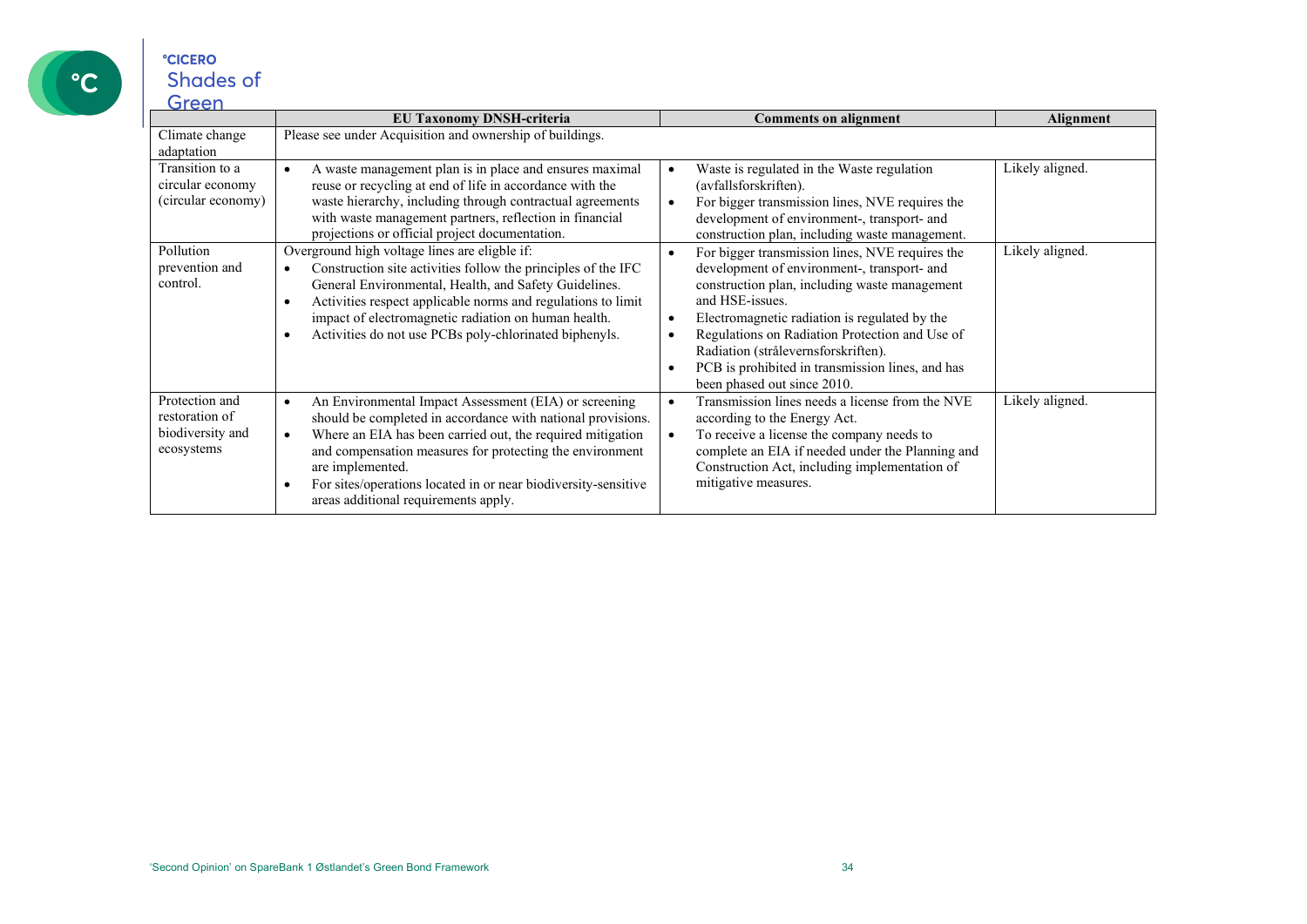| | EU Taxonomy DNSH-criteria | Comments on alignment | Alignment |
|---|---|---|---|
| Climate change adaptation | Please see under Acquisition and ownership of buildings. | | |
| Transition to a circular economy (circular economy) | • A waste management plan is in place and ensures maximal reuse or recycling at end of life in accordance with the waste hierarchy, including through contractual agreements with waste management partners, reflection in financial projections or official project documentation. | • Waste is regulated in the Waste regulation (avfallsforskriften).<br>• For bigger transmission lines, NVE requires the development of environment-, transport- and construction plan, including waste management. | Likely aligned. |
| Pollution prevention and control. | Overground high voltage lines are eligble if:<br>• Construction site activities follow the principles of the IFC General Environmental, Health, and Safety Guidelines.<br>• Activities respect applicable norms and regulations to limit impact of electromagnetic radiation on human health.<br>• Activities do not use PCBs poly-chlorinated biphenyls. | • For bigger transmission lines, NVE requires the development of environment-, transport- and construction plan, including waste management and HSE-issues.<br>• Electromagnetic radiation is regulated by the<br>• Regulations on Radiation Protection and Use of Radiation (strålevernsforskriften).<br>• PCB is prohibited in transmission lines, and has been phased out since 2010. | Likely aligned. |
| Protection and restoration of biodiversity and ecosystems | • An Environmental Impact Assessment (EIA) or screening should be completed in accordance with national provisions.<br>• Where an EIA has been carried out, the required mitigation and compensation measures for protecting the environment are implemented.<br>• For sites/operations located in or near biodiversity-sensitive areas additional requirements apply. | • Transmission lines needs a license from the NVE according to the Energy Act.<br>• To receive a license the company needs to complete an EIA if needed under the Planning and Construction Act, including implementation of mitigative measures. | Likely aligned. |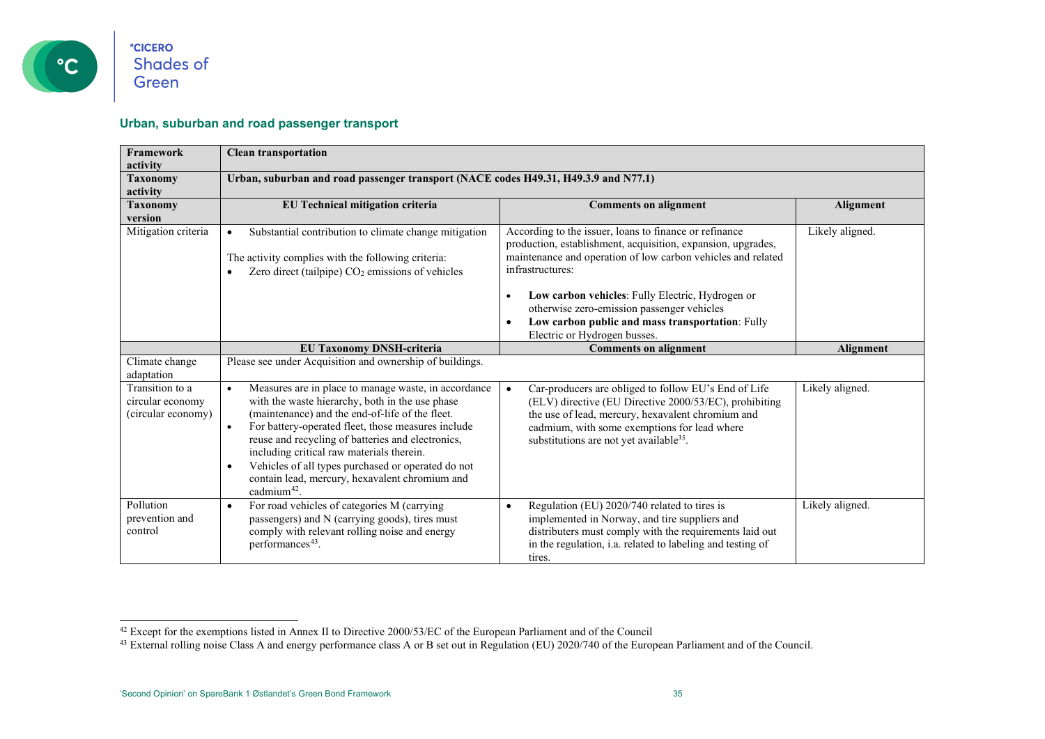## Urban, suburban and road passenger transport

| Framework activity | Clean transportation | | |
|---|---|---|---|
| **Taxonomy activity** | **Urban, suburban and road passenger transport (NACE codes H49.31, H49.3.9 and N77.1)** | | |
| **Taxonomy version** | **EU Technical mitigation criteria** | **Comments on alignment** | **Alignment** |
| Mitigation criteria | • Substantial contribution to climate change mitigation<br><br>The activity complies with the following criteria:<br>• Zero direct (tailpipe) $CO_2$ emissions of vehicles | According to the issuer, loans to finance or refinance production, establishment, acquisition, expansion, upgrades, maintenance and operation of low carbon vehicles and related infrastructures:<br><br>• **Low carbon vehicles**: Fully Electric, Hydrogen or otherwise zero-emission passenger vehicles<br>• **Low carbon public and mass transportation**: Fully Electric or Hydrogen busses. | Likely aligned. |
| | **EU Taxonomy DNSH-criteria** | **Comments on alignment** | **Alignment** |
| Climate change adaptation | Please see under Acquisition and ownership of buildings. | | |
| Transition to a circular economy (circular economy) | • Measures are in place to manage waste, in accordance with the waste hierarchy, both in the use phase (maintenance) and the end-of-life of the fleet.<br>• For battery-operated fleet, those measures include reuse and recycling of batteries and electronics, including critical raw materials therein.<br>• Vehicles of all types purchased or operated do not contain lead, mercury, hexavalent chromium and cadmium[42]. | • Car-producers are obliged to follow EU's End of Life (ELV) directive (EU Directive 2000/53/EC), prohibiting the use of lead, mercury, hexavalent chromium and cadmium, with some exemptions for lead where substitutions are not yet available[35]. | Likely aligned. |
| Pollution prevention and control | • For road vehicles of categories M (carrying passengers) and N (carrying goods), tires must comply with relevant rolling noise and energy performances[43]. | • Regulation (EU) 2020/740 related to tires is implemented in Norway, and tire suppliers and distributers must comply with the requirements laid out in the regulation, i.a. related to labeling and testing of tires. | Likely aligned. |

[42] Except for the exemptions listed in Annex II to Directive 2000/53/EC of the European Parliament and of the Council

[43] External rolling noise Class A and energy performance class A or B set out in Regulation (EU) 2020/740 of the European Parliament and of the Council.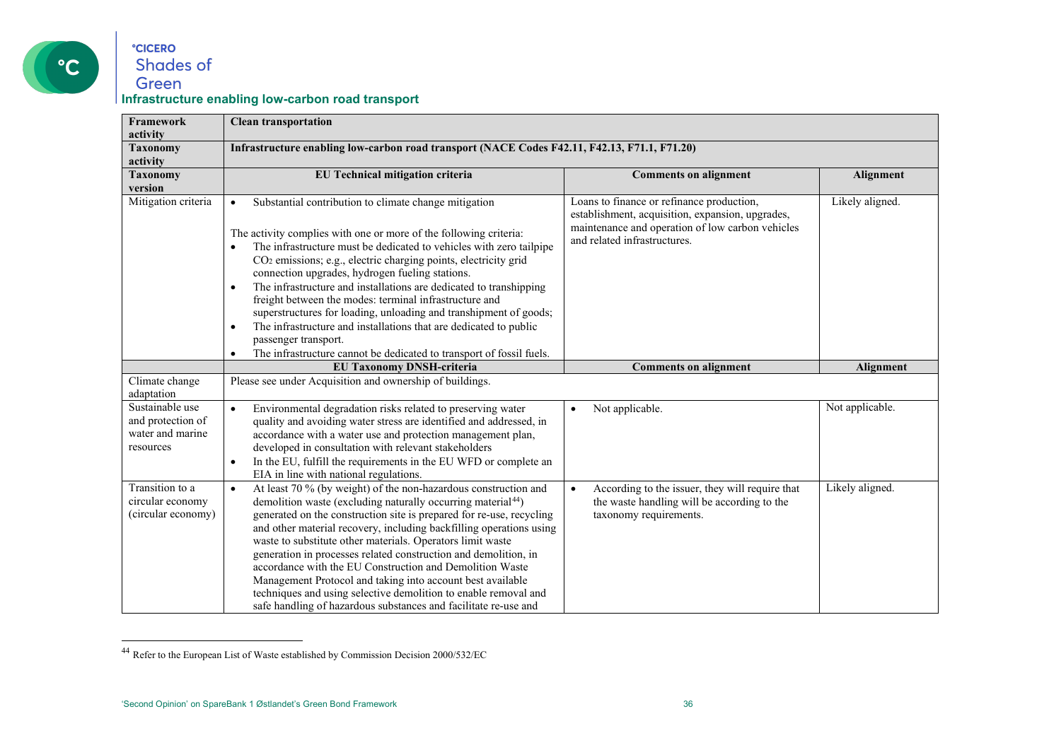### Infrastructure enabling low-carbon road transport

| Framework activity | Clean transportation | | |
|---|---|---|---|
| **Taxonomy activity** | **Infrastructure enabling low-carbon road transport (NACE Codes F42.11, F42.13, F71.1, F71.20)** | | |
| **Taxonomy version** | **EU Technical mitigation criteria** | **Comments on alignment** | **Alignment** |
| Mitigation criteria | • Substantial contribution to climate change mitigation<br><br>The activity complies with one or more of the following criteria:<br>• The infrastructure must be dedicated to vehicles with zero tailpipe $CO_2$ emissions; e.g., electric charging points, electricity grid connection upgrades, hydrogen fueling stations.<br>• The infrastructure and installations are dedicated to transhipping freight between the modes: terminal infrastructure and superstructures for loading, unloading and transhipment of goods;<br>• The infrastructure and installations that are dedicated to public passenger transport.<br>• The infrastructure cannot be dedicated to transport of fossil fuels. | Loans to finance or refinance production, establishment, acquisition, expansion, upgrades, maintenance and operation of low carbon vehicles and related infrastructures. | Likely aligned. |
| | **EU Taxonomy DNSH-criteria** | **Comments on alignment** | **Alignment** |
| Climate change adaptation | Please see under Acquisition and ownership of buildings. | | |
| Sustainable use and protection of water and marine resources | • Environmental degradation risks related to preserving water quality and avoiding water stress are identified and addressed, in accordance with a water use and protection management plan, developed in consultation with relevant stakeholders<br>• In the EU, fulfill the requirements in the EU WFD or complete an EIA in line with national regulations. | • Not applicable. | Not applicable. |
| Transition to a circular economy (circular economy) | • At least 70 % (by weight) of the non-hazardous construction and demolition waste (excluding naturally occurring material[44]) generated on the construction site is prepared for re-use, recycling and other material recovery, including backfilling operations using waste to substitute other materials. Operators limit waste generation in processes related construction and demolition, in accordance with the EU Construction and Demolition Waste Management Protocol and taking into account best available techniques and using selective demolition to enable removal and safe handling of hazardous substances and facilitate re-use and | • According to the issuer, they will require that the waste handling will be according to the taxonomy requirements. | Likely aligned. |

[44] Refer to the European List of Waste established by Commission Decision 2000/532/EC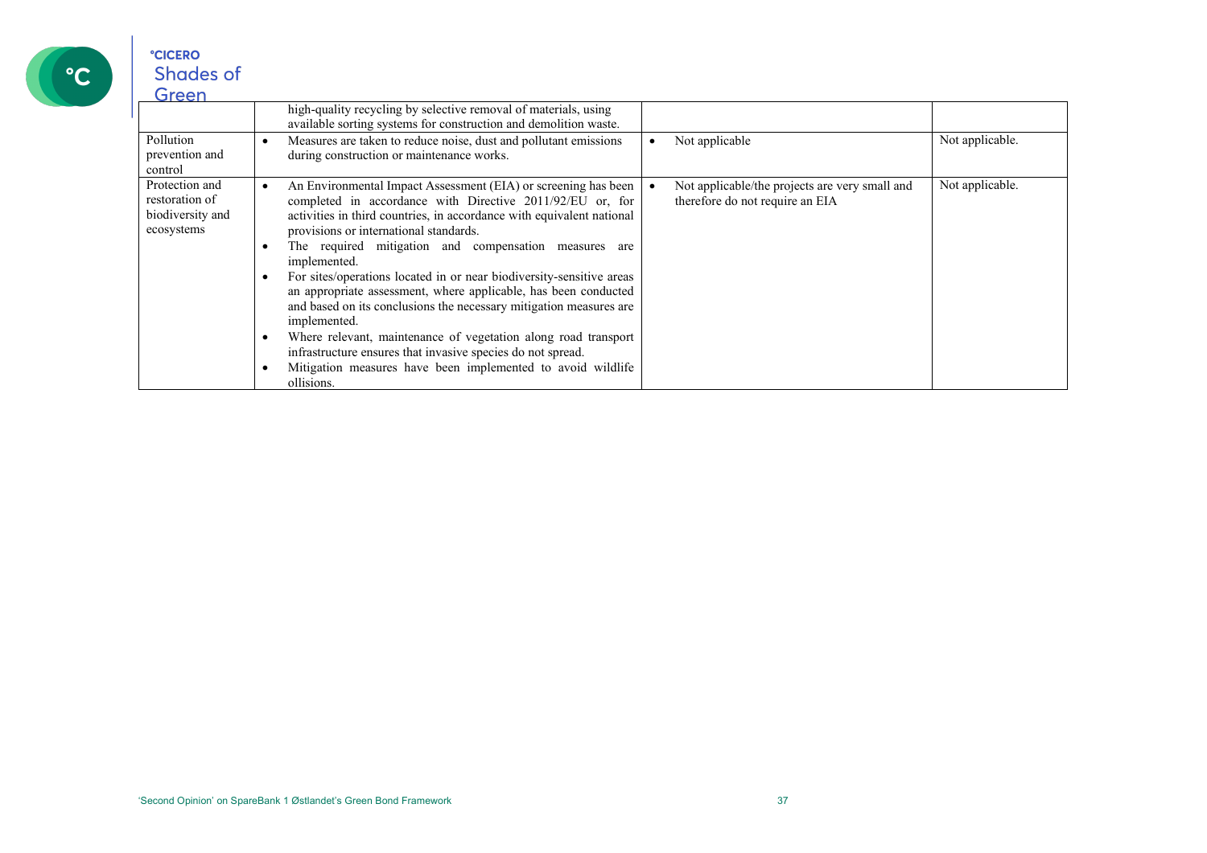| | | | |
|---|---|---|---|
| | high-quality recycling by selective removal of materials, using available sorting systems for construction and demolition waste. | | |
| Pollution prevention and control | • Measures are taken to reduce noise, dust and pollutant emissions during construction or maintenance works. | • Not applicable | Not applicable. |
| Protection and restoration of biodiversity and ecosystems | • An Environmental Impact Assessment (EIA) or screening has been completed in accordance with Directive 2011/92/EU or, for activities in third countries, in accordance with equivalent national provisions or international standards.<br>• The required mitigation and compensation measures are implemented.<br>• For sites/operations located in or near biodiversity-sensitive areas an appropriate assessment, where applicable, has been conducted and based on its conclusions the necessary mitigation measures are implemented.<br>• Where relevant, maintenance of vegetation along road transport infrastructure ensures that invasive species do not spread.<br>• Mitigation measures have been implemented to avoid wildlife ollisions. | • Not applicable/the projects are very small and therefore do not require an EIA | Not applicable. |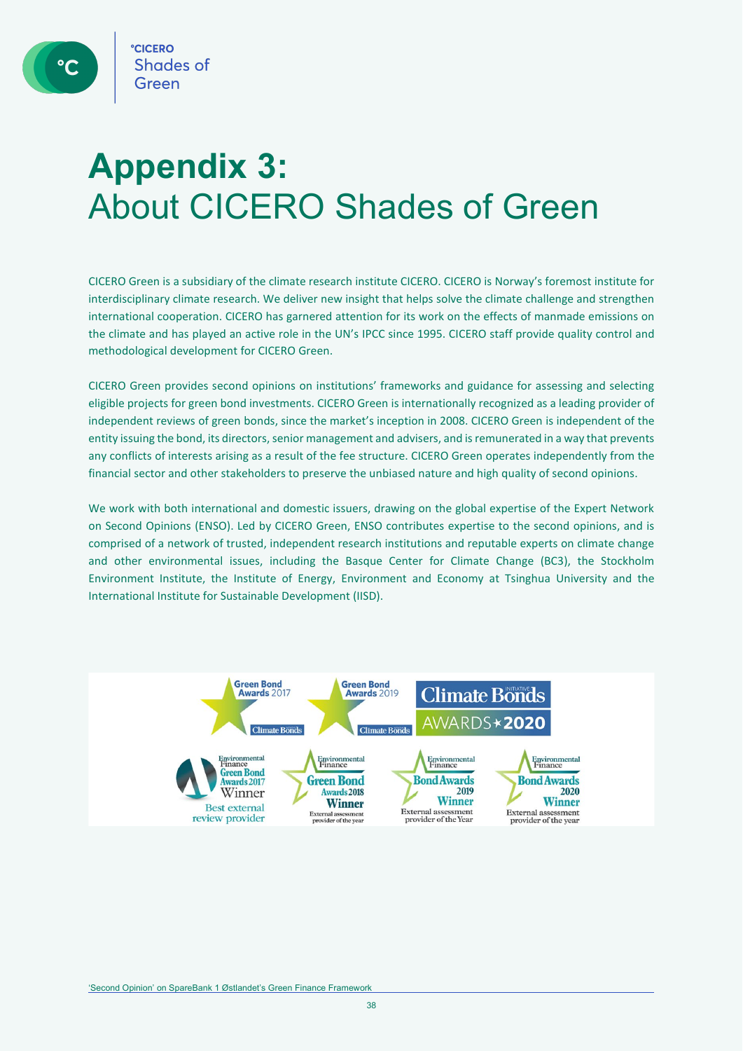# Appendix 3:
About CICERO Shades of Green

CICERO Green is a subsidiary of the climate research institute CICERO. CICERO is Norway's foremost institute for interdisciplinary climate research. We deliver new insight that helps solve the climate challenge and strengthen international cooperation. CICERO has garnered attention for its work on the effects of manmade emissions on the climate and has played an active role in the UN's IPCC since 1995. CICERO staff provide quality control and methodological development for CICERO Green.

CICERO Green provides second opinions on institutions' frameworks and guidance for assessing and selecting eligible projects for green bond investments. CICERO Green is internationally recognized as a leading provider of independent reviews of green bonds, since the market's inception in 2008. CICERO Green is independent of the entity issuing the bond, its directors, senior management and advisers, and is remunerated in a way that prevents any conflicts of interests arising as a result of the fee structure. CICERO Green operates independently from the financial sector and other stakeholders to preserve the unbiased nature and high quality of second opinions.

We work with both international and domestic issuers, drawing on the global expertise of the Expert Network on Second Opinions (ENSO). Led by CICERO Green, ENSO contributes expertise to the second opinions, and is comprised of a network of trusted, independent research institutions and reputable experts on climate change and other environmental issues, including the Basque Center for Climate Change (BC3), the Stockholm Environment Institute, the Institute of Energy, Environment and Economy at Tsinghua University and the International Institute for Sustainable Development (IISD).

Green Bond Awards 2017 Climate Bonds

Green Bond Awards 2019 Climate Bonds

Climate Bonds Initiative AWARDS 2020

Environmental Finance Green Bond Awards 2017 Winner Best external review provider

Environmental Finance Green Bond Awards 2018 Winner External assessment provider of the year

Environmental Finance Bond Awards 2019 Winner External assessment provider of the Year

Environmental Finance Bond Awards 2020 Winner External assessment provider of the year